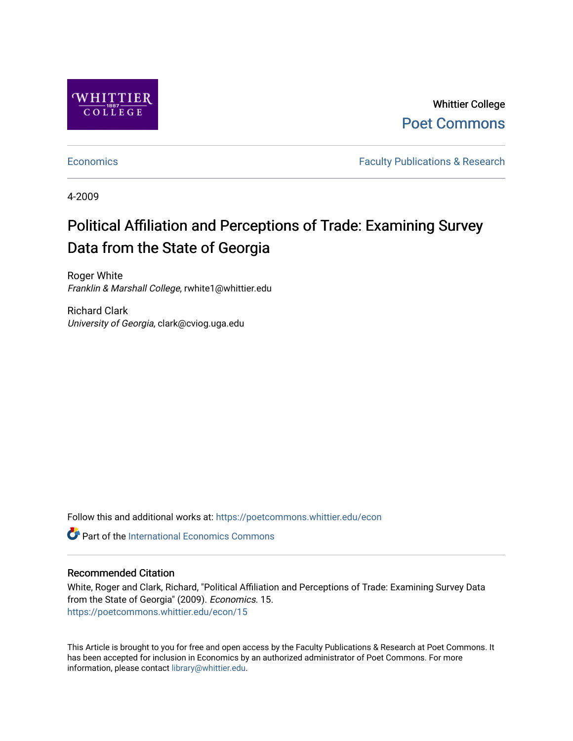Whittier College

Poet Commons

Economics

Faculty Publications & Research

4-2009

# Political Affiliation and Perceptions of Trade: Examining Survey Data from the State of Georgia

Roger White
*Franklin & Marshall College*, rwhite1@whittier.edu

Richard Clark
*University of Georgia*, clark@cviog.uga.edu

Follow this and additional works at: https://poetcommons.whittier.edu/econ

Part of the International Economics Commons

## Recommended Citation

White, Roger and Clark, Richard, "Political Affiliation and Perceptions of Trade: Examining Survey Data from the State of Georgia" (2009). *Economics*. 15.
https://poetcommons.whittier.edu/econ/15

This Article is brought to you for free and open access by the Faculty Publications & Research at Poet Commons. It has been accepted for inclusion in Economics by an authorized administrator of Poet Commons. For more information, please contact library@whittier.edu.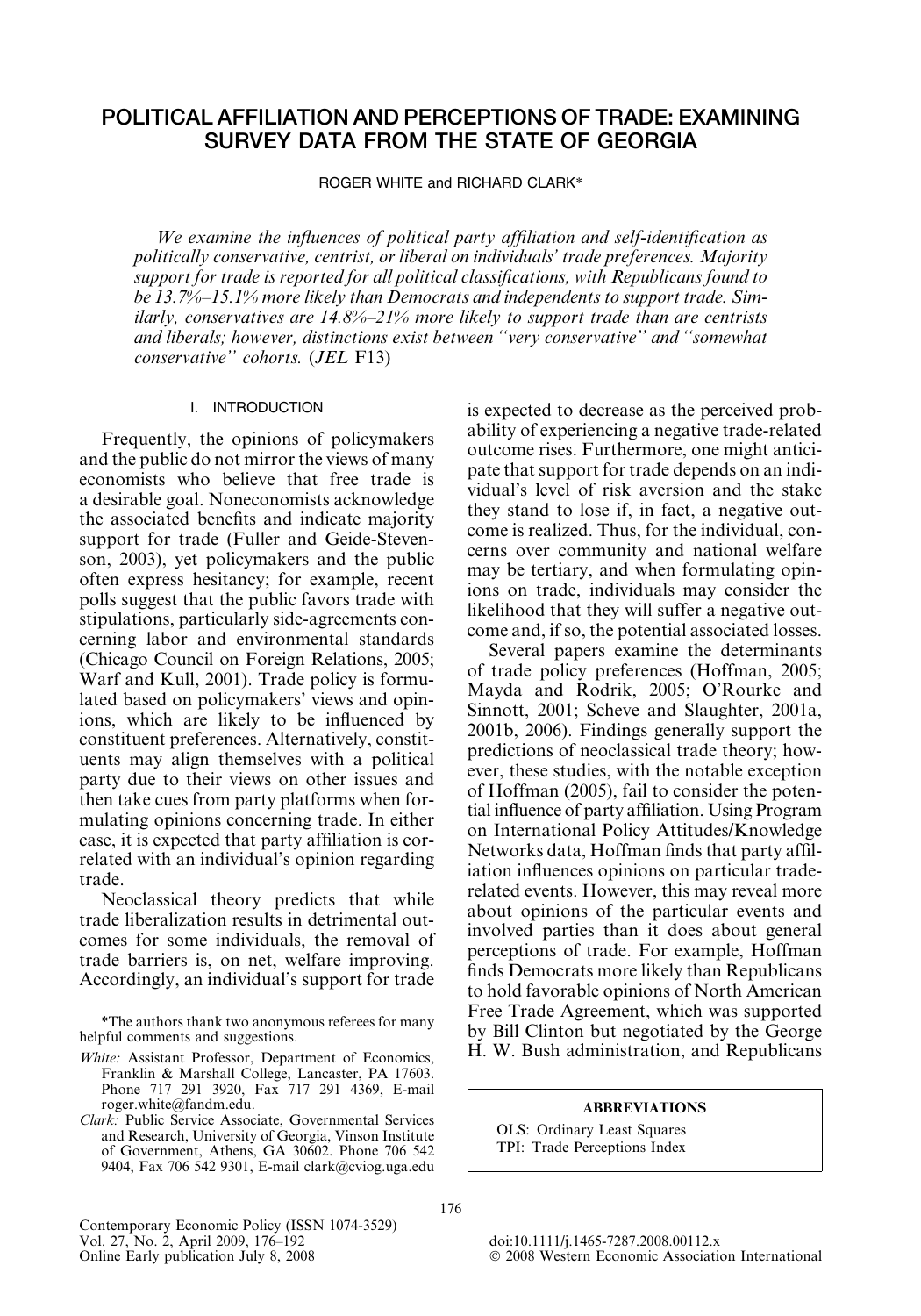# POLITICAL AFFILIATION AND PERCEPTIONS OF TRADE: EXAMINING SURVEY DATA FROM THE STATE OF GEORGIA

ROGER WHITE and RICHARD CLARK*

*We examine the influences of political party affiliation and self-identification as politically conservative, centrist, or liberal on individuals' trade preferences. Majority support for trade is reported for all political classifications, with Republicans found to be 13.7%–15.1% more likely than Democrats and independents to support trade. Similarly, conservatives are 14.8%–21% more likely to support trade than are centrists and liberals; however, distinctions exist between "very conservative" and "somewhat conservative" cohorts.* (*JEL* F13)

## I. INTRODUCTION

Frequently, the opinions of policymakers and the public do not mirror the views of many economists who believe that free trade is a desirable goal. Noneconomists acknowledge the associated benefits and indicate majority support for trade (Fuller and Geide-Stevenson, 2003), yet policymakers and the public often express hesitancy; for example, recent polls suggest that the public favors trade with stipulations, particularly side-agreements concerning labor and environmental standards (Chicago Council on Foreign Relations, 2005; Warf and Kull, 2001). Trade policy is formulated based on policymakers' views and opinions, which are likely to be influenced by constituent preferences. Alternatively, constituents may align themselves with a political party due to their views on other issues and then take cues from party platforms when formulating opinions concerning trade. In either case, it is expected that party affiliation is correlated with an individual's opinion regarding trade.

Neoclassical theory predicts that while trade liberalization results in detrimental outcomes for some individuals, the removal of trade barriers is, on net, welfare improving. Accordingly, an individual's support for trade is expected to decrease as the perceived probability of experiencing a negative trade-related outcome rises. Furthermore, one might anticipate that support for trade depends on an individual's level of risk aversion and the stake they stand to lose if, in fact, a negative outcome is realized. Thus, for the individual, concerns over community and national welfare may be tertiary, and when formulating opinions on trade, individuals may consider the likelihood that they will suffer a negative outcome and, if so, the potential associated losses.

Several papers examine the determinants of trade policy preferences (Hoffman, 2005; Mayda and Rodrik, 2005; O'Rourke and Sinnott, 2001; Scheve and Slaughter, 2001a, 2001b, 2006). Findings generally support the predictions of neoclassical trade theory; however, these studies, with the notable exception of Hoffman (2005), fail to consider the potential influence of party affiliation. Using Program on International Policy Attitudes/Knowledge Networks data, Hoffman finds that party affiliation influences opinions on particular trade-related events. However, this may reveal more about opinions of the particular events and involved parties than it does about general perceptions of trade. For example, Hoffman finds Democrats more likely than Republicans to hold favorable opinions of North American Free Trade Agreement, which was supported by Bill Clinton but negotiated by the George H. W. Bush administration, and Republicans

*The authors thank two anonymous referees for many helpful comments and suggestions.

*White:* Assistant Professor, Department of Economics, Franklin & Marshall College, Lancaster, PA 17603. Phone 717 291 3920, Fax 717 291 4369, E-mail roger.white@fandm.edu.

*Clark:* Public Service Associate, Governmental Services and Research, University of Georgia, Vinson Institute of Government, Athens, GA 30602. Phone 706 542 9404, Fax 706 542 9301, E-mail clark@cviog.uga.edu

**ABBREVIATIONS**

OLS: Ordinary Least Squares
TPI: Trade Perceptions Index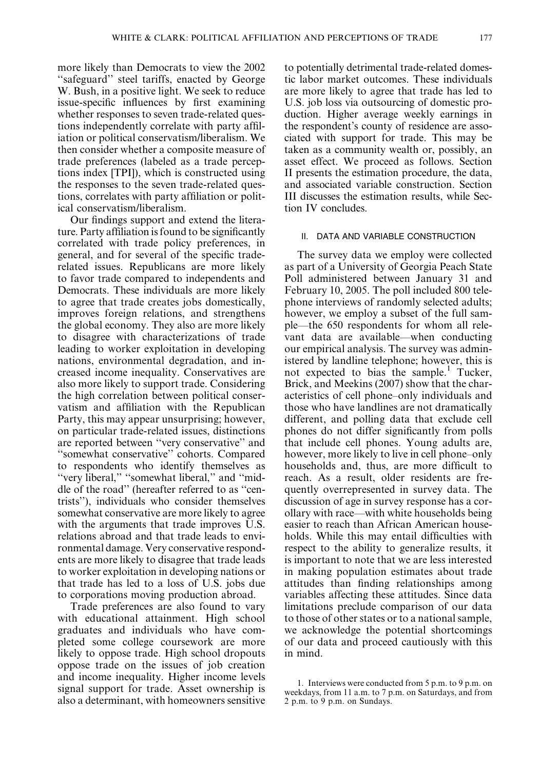more likely than Democrats to view the 2002 "safeguard" steel tariffs, enacted by George W. Bush, in a positive light. We seek to reduce issue-specific influences by first examining whether responses to seven trade-related questions independently correlate with party affiliation or political conservatism/liberalism. We then consider whether a composite measure of trade preferences (labeled as a trade perceptions index [TPI]), which is constructed using the responses to the seven trade-related questions, correlates with party affiliation or political conservatism/liberalism.

Our findings support and extend the literature. Party affiliation is found to be significantly correlated with trade policy preferences, in general, and for several of the specific trade-related issues. Republicans are more likely to favor trade compared to independents and Democrats. These individuals are more likely to agree that trade creates jobs domestically, improves foreign relations, and strengthens the global economy. They also are more likely to disagree with characterizations of trade leading to worker exploitation in developing nations, environmental degradation, and increased income inequality. Conservatives are also more likely to support trade. Considering the high correlation between political conservatism and affiliation with the Republican Party, this may appear unsurprising; however, on particular trade-related issues, distinctions are reported between "very conservative" and "somewhat conservative" cohorts. Compared to respondents who identify themselves as "very liberal," "somewhat liberal," and "middle of the road" (hereafter referred to as "centrists"), individuals who consider themselves somewhat conservative are more likely to agree with the arguments that trade improves U.S. relations abroad and that trade leads to environmental damage. Very conservative respondents are more likely to disagree that trade leads to worker exploitation in developing nations or that trade has led to a loss of U.S. jobs due to corporations moving production abroad.

Trade preferences are also found to vary with educational attainment. High school graduates and individuals who have completed some college coursework are more likely to oppose trade. High school dropouts oppose trade on the issues of job creation and income inequality. Higher income levels signal support for trade. Asset ownership is also a determinant, with homeowners sensitive to potentially detrimental trade-related domestic labor market outcomes. These individuals are more likely to agree that trade has led to U.S. job loss via outsourcing of domestic production. Higher average weekly earnings in the respondent's county of residence are associated with support for trade. This may be taken as a community wealth or, possibly, an asset effect. We proceed as follows. Section II presents the estimation procedure, the data, and associated variable construction. Section III discusses the estimation results, while Section IV concludes.

## II. DATA AND VARIABLE CONSTRUCTION

The survey data we employ were collected as part of a University of Georgia Peach State Poll administered between January 31 and February 10, 2005. The poll included 800 telephone interviews of randomly selected adults; however, we employ a subset of the full sample—the 650 respondents for whom all relevant data are available—when conducting our empirical analysis. The survey was administered by landline telephone; however, this is not expected to bias the sample.[1] Tucker, Brick, and Meekins (2007) show that the characteristics of cell phone–only individuals and those who have landlines are not dramatically different, and polling data that exclude cell phones do not differ significantly from polls that include cell phones. Young adults are, however, more likely to live in cell phone–only households and, thus, are more difficult to reach. As a result, older residents are frequently overrepresented in survey data. The discussion of age in survey response has a corollary with race—with white households being easier to reach than African American households. While this may entail difficulties with respect to the ability to generalize results, it is important to note that we are less interested in making population estimates about trade attitudes than finding relationships among variables affecting these attitudes. Since data limitations preclude comparison of our data to those of other states or to a national sample, we acknowledge the potential shortcomings of our data and proceed cautiously with this in mind.

1. Interviews were conducted from 5 p.m. to 9 p.m. on weekdays, from 11 a.m. to 7 p.m. on Saturdays, and from 2 p.m. to 9 p.m. on Sundays.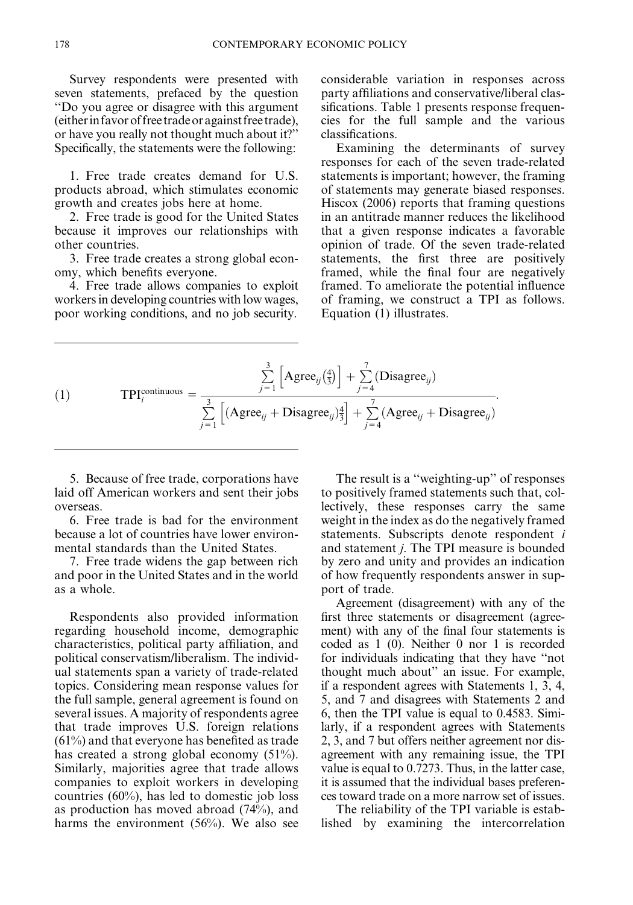Survey respondents were presented with seven statements, prefaced by the question "Do you agree or disagree with this argument (either in favor of free trade or against free trade), or have you really not thought much about it?" Specifically, the statements were the following:

1. Free trade creates demand for U.S. products abroad, which stimulates economic growth and creates jobs here at home.
2. Free trade is good for the United States because it improves our relationships with other countries.
3. Free trade creates a strong global economy, which benefits everyone.
4. Free trade allows companies to exploit workers in developing countries with low wages, poor working conditions, and no job security.
5. Because of free trade, corporations have laid off American workers and sent their jobs overseas.
6. Free trade is bad for the environment because a lot of countries have lower environmental standards than the United States.
7. Free trade widens the gap between rich and poor in the United States and in the world as a whole.

Respondents also provided information regarding household income, demographic characteristics, political party affiliation, and political conservatism/liberalism. The individual statements span a variety of trade-related topics. Considering mean response values for the full sample, general agreement is found on several issues. A majority of respondents agree that trade improves U.S. foreign relations (61%) and that everyone has benefited as trade has created a strong global economy (51%). Similarly, majorities agree that trade allows companies to exploit workers in developing countries (60%), has led to domestic job loss as production has moved abroad (74%), and harms the environment (56%). We also see considerable variation in responses across party affiliations and conservative/liberal classifications. Table 1 presents response frequencies for the full sample and the various classifications.

Examining the determinants of survey responses for each of the seven trade-related statements is important; however, the framing of statements may generate biased responses. Hiscox (2006) reports that framing questions in an antitrade manner reduces the likelihood that a given response indicates a favorable opinion of trade. Of the seven trade-related statements, the first three are positively framed, while the final four are negatively framed. To ameliorate the potential influence of framing, we construct a TPI as follows. Equation (1) illustrates.

$$\text{TPI}_i^{\text{continuous}} = \frac{\sum_{j=1}^{3}\left[\text{Agree}_{ij}\left(\frac{4}{3}\right)\right] + \sum_{j=4}^{7}(\text{Disagree}_{ij})}{\sum_{j=1}^{3}\left[(\text{Agree}_{ij} + \text{Disagree}_{ij})\frac{4}{3}\right] + \sum_{j=4}^{7}(\text{Agree}_{ij} + \text{Disagree}_{ij})}. \tag{1}$$

The result is a "weighting-up" of responses to positively framed statements such that, collectively, these responses carry the same weight in the index as do the negatively framed statements. Subscripts denote respondent $i$ and statement $j$. The TPI measure is bounded by zero and unity and provides an indication of how frequently respondents answer in support of trade.

Agreement (disagreement) with any of the first three statements or disagreement (agreement) with any of the final four statements is coded as 1 (0). Neither 0 nor 1 is recorded for individuals indicating that they have "not thought much about" an issue. For example, if a respondent agrees with Statements 1, 3, 4, 5, and 7 and disagrees with Statements 2 and 6, then the TPI value is equal to 0.4583. Similarly, if a respondent agrees with Statements 2, 3, and 7 but offers neither agreement nor disagreement with any remaining issue, the TPI value is equal to 0.7273. Thus, in the latter case, it is assumed that the individual bases preferences toward trade on a more narrow set of issues.

The reliability of the TPI variable is established by examining the intercorrelation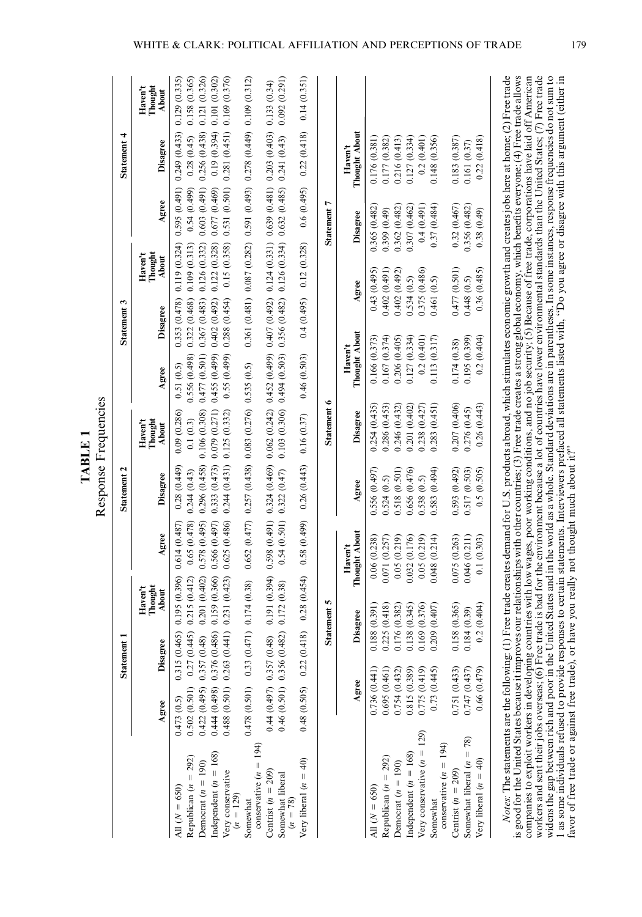**TABLE 1**

Response Frequencies

| | Statement 1 | | | Statement 2 | | | Statement 3 | | | Statement 4 | | |
|---|---|---|---|---|---|---|---|---|---|---|---|---|
| | Agree | Disagree | Haven't Thought About | Agree | Disagree | Haven't Thought About | Agree | Disagree | Haven't Thought About | Agree | Disagree | Haven't Thought About |
| All ($N$ = 650) | 0.473 (0.5) | 0.315 (0.465) | 0.195 (0.396) | 0.614 (0.487) | 0.28 (0.449) | 0.09 (0.286) | 0.51 (0.5) | 0.353 (0.478) | 0.119 (0.324) | 0.595 (0.491) | 0.249 (0.433) | 0.129 (0.335) |
| Republican ($n$ = 292) | 0.502 (0.501) | 0.27 (0.445) | 0.215 (0.412) | 0.65 (0.478) | 0.244 (0.43) | 0.1 (0.3) | 0.556 (0.498) | 0.322 (0.468) | 0.109 (0.313) | 0.54 (0.499) | 0.28 (0.45) | 0.158 (0.365) |
| Democrat ($n$ = 190) | 0.422 (0.495) | 0.357 (0.48) | 0.201 (0.402) | 0.578 (0.495) | 0.296 (0.458) | 0.106 (0.308) | 0.477 (0.501) | 0.367 (0.483) | 0.126 (0.332) | 0.603 (0.491) | 0.256 (0.438) | 0.121 (0.326) |
| Independent ($n$ = 168) | 0.444 (0.498) | 0.376 (0.486) | 0.159 (0.366) | 0.566 (0.497) | 0.333 (0.473) | 0.079 (0.271) | 0.455 (0.499) | 0.402 (0.492) | 0.122 (0.328) | 0.677 (0.469) | 0.19 (0.394) | 0.101 (0.302) |
| Very conservative ($n$ = 129) | 0.488 (0.501) | 0.263 (0.441) | 0.231 (0.423) | 0.625 (0.486) | 0.244 (0.431) | 0.125 (0.332) | 0.55 (0.499) | 0.288 (0.454) | 0.15 (0.358) | 0.531 (0.501) | 0.281 (0.451) | 0.169 (0.376) |
| Somewhat conservative ($n$ = 194) | 0.478 (0.501) | 0.33 (0.471) | 0.174 (0.38) | 0.652 (0.477) | 0.257 (0.438) | 0.083 (0.276) | 0.535 (0.5) | 0.361 (0.481) | 0.087 (0.282) | 0.591 (0.493) | 0.278 (0.449) | 0.109 (0.312) |
| Centrist ($n$ = 209) | 0.44 (0.497) | 0.357 (0.48) | 0.191 (0.394) | 0.598 (0.491) | 0.324 (0.469) | 0.062 (0.242) | 0.452 (0.499) | 0.407 (0.492) | 0.124 (0.331) | 0.639 (0.481) | 0.203 (0.403) | 0.133 (0.34) |
| Somewhat liberal ($n$ = 78) | 0.46 (0.501) | 0.356 (0.482) | 0.172 (0.38) | 0.54 (0.501) | 0.322 (0.47) | 0.103 (0.306) | 0.494 (0.503) | 0.356 (0.482) | 0.126 (0.334) | 0.632 (0.485) | 0.241 (0.43) | 0.092 (0.291) |
| Very liberal ($n$ = 40) | 0.48 (0.505) | 0.22 (0.418) | 0.28 (0.454) | 0.58 (0.499) | 0.26 (0.443) | 0.16 (0.37) | 0.46 (0.503) | 0.4 (0.495) | 0.12 (0.328) | 0.6 (0.495) | 0.22 (0.418) | 0.14 (0.351) |

| | Statement 5 | | | Statement 6 | | | Statement 7 | | |
|---|---|---|---|---|---|---|---|---|---|
| | Agree | Disagree | Haven't Thought About | Agree | Disagree | Haven't Thought About | Agree | Disagree | Haven't Thought About |
| All ($N$ = 650) | 0.736 (0.441) | 0.188 (0.391) | 0.06 (0.238) | 0.556 (0.497) | 0.254 (0.435) | 0.166 (0.373) | 0.43 (0.495) | 0.365 (0.482) | 0.176 (0.381) |
| Republican ($n$ = 292) | 0.695 (0.461) | 0.225 (0.418) | 0.071 (0.257) | 0.524 (0.5) | 0.286 (0.453) | 0.167 (0.374) | 0.402 (0.491) | 0.399 (0.49) | 0.177 (0.382) |
| Democrat ($n$ = 190) | 0.754 (0.432) | 0.176 (0.382) | 0.05 (0.219) | 0.518 (0.501) | 0.246 (0.432) | 0.206 (0.405) | 0.402 (0.492) | 0.362 (0.482) | 0.216 (0.413) |
| Independent ($n$ = 168) | 0.815 (0.389) | 0.138 (0.345) | 0.032 (0.176) | 0.656 (0.476) | 0.201 (0.402) | 0.127 (0.334) | 0.534 (0.5) | 0.307 (0.462) | 0.127 (0.334) |
| Very conservative ($n$ = 129) | 0.775 (0.419) | 0.169 (0.376) | 0.05 (0.219) | 0.538 (0.5) | 0.238 (0.427) | 0.2 (0.401) | 0.375 (0.486) | 0.4 (0.491) | 0.2 (0.401) |
| Somewhat conservative ($n$ = 194) | 0.73 (0.445) | 0.209 (0.407) | 0.048 (0.214) | 0.583 (0.494) | 0.283 (0.451) | 0.113 (0.317) | 0.461 (0.5) | 0.37 (0.484) | 0.148 (0.356) |
| Centrist ($n$ = 209) | 0.751 (0.433) | 0.158 (0.365) | 0.075 (0.263) | 0.593 (0.492) | 0.207 (0.406) | 0.174 (0.38) | 0.477 (0.501) | 0.32 (0.467) | 0.183 (0.387) |
| Somewhat liberal ($n$ = 78) | 0.747 (0.437) | 0.184 (0.39) | 0.046 (0.211) | 0.517 (0.503) | 0.276 (0.45) | 0.195 (0.399) | 0.448 (0.5) | 0.356 (0.482) | 0.161 (0.37) |
| Very liberal ($n$ = 40) | 0.66 (0.479) | 0.2 (0.404) | 0.1 (0.303) | 0.5 (0.505) | 0.26 (0.443) | 0.2 (0.404) | 0.36 (0.485) | 0.38 (0.49) | 0.22 (0.418) |

*Notes*: The statements are the following: (1) Free trade creates demand for U.S. products abroad, which stimulates economic growth and creates jobs here at home; (2) Free trade is good for the United States because it improves our relationships with other countries; (3) Free trade creates a strong global economy, which benefits everyone; (4) Free trade allows companies to exploit workers in developing countries with low wages, poor working conditions, and no job security; (5) Because of free trade, corporations have laid off American workers and sent their jobs overseas; (6) Free trade is bad for the environment because a lot of countries have lower environmental standards than the United States; (7) Free trade widens the gap between rich and poor in the United States and in the world as a whole. Standard deviations are in parentheses. In some instances, response frequencies do not sum to 1 as some individuals refused to provide responses to certain statements. Interviewers prefaced all statements listed with, "Do you agree or disagree with this argument (either in favor of free trade or against free trade), or have you really not thought much about it?"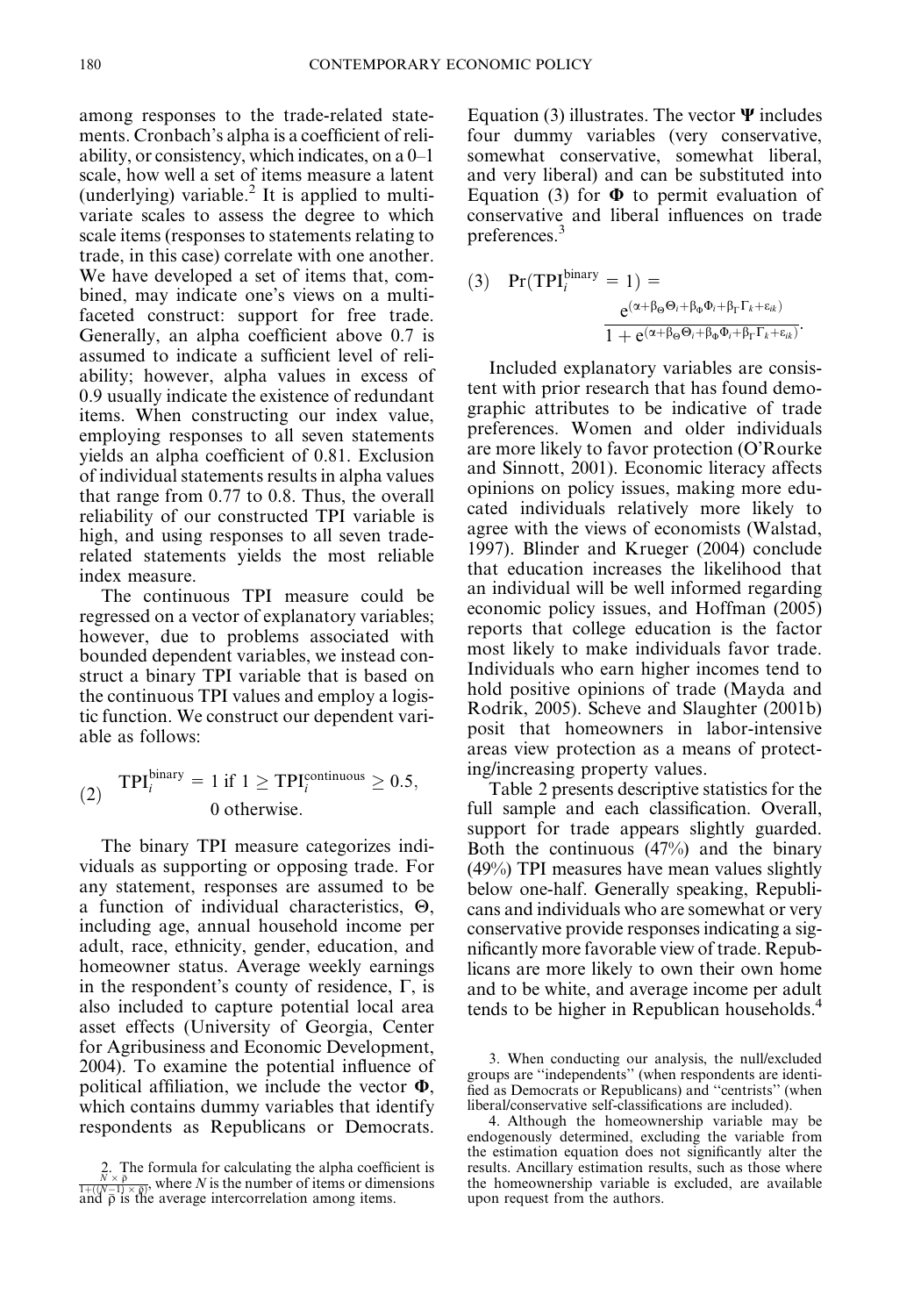among responses to the trade-related statements. Cronbach's alpha is a coefficient of reliability, or consistency, which indicates, on a 0–1 scale, how well a set of items measure a latent (underlying) variable.[2] It is applied to multivariate scales to assess the degree to which scale items (responses to statements relating to trade, in this case) correlate with one another. We have developed a set of items that, combined, may indicate one's views on a multifaceted construct: support for free trade. Generally, an alpha coefficient above 0.7 is assumed to indicate a sufficient level of reliability; however, alpha values in excess of 0.9 usually indicate the existence of redundant items. When constructing our index value, employing responses to all seven statements yields an alpha coefficient of 0.81. Exclusion of individual statements results in alpha values that range from 0.77 to 0.8. Thus, the overall reliability of our constructed TPI variable is high, and using responses to all seven trade-related statements yields the most reliable index measure.

The continuous TPI measure could be regressed on a vector of explanatory variables; however, due to problems associated with bounded dependent variables, we instead construct a binary TPI variable that is based on the continuous TPI values and employ a logistic function. We construct our dependent variable as follows:

$$\text{(2)} \quad \text{TPI}_i^{\text{binary}} = 1 \text{ if } 1 \geq \text{TPI}_i^{\text{continuous}} \geq 0.5, \; 0 \text{ otherwise.}$$

The binary TPI measure categorizes individuals as supporting or opposing trade. For any statement, responses are assumed to be a function of individual characteristics, $\Theta$, including age, annual household income per adult, race, ethnicity, gender, education, and homeowner status. Average weekly earnings in the respondent's county of residence, $\Gamma$, is also included to capture potential local area asset effects (University of Georgia, Center for Agribusiness and Economic Development, 2004). To examine the potential influence of political affiliation, we include the vector $\mathbf{\Phi}$, which contains dummy variables that identify respondents as Republicans or Democrats. Equation (3) illustrates. The vector $\mathbf{\Psi}$ includes four dummy variables (very conservative, somewhat conservative, somewhat liberal, and very liberal) and can be substituted into Equation (3) for $\mathbf{\Phi}$ to permit evaluation of conservative and liberal influences on trade preferences.[3]

$$\text{(3)} \quad \Pr(\text{TPI}_i^{\text{binary}} = 1) = \frac{e^{(\alpha + \beta_\Theta \Theta_i + \beta_\Phi \Phi_i + \beta_\Gamma \Gamma_k + \varepsilon_{ik})}}{1 + e^{(\alpha + \beta_\Theta \Theta_i + \beta_\Phi \Phi_i + \beta_\Gamma \Gamma_k + \varepsilon_{ik})}}.$$

Included explanatory variables are consistent with prior research that has found demographic attributes to be indicative of trade preferences. Women and older individuals are more likely to favor protection (O'Rourke and Sinnott, 2001). Economic literacy affects opinions on policy issues, making more educated individuals relatively more likely to agree with the views of economists (Walstad, 1997). Blinder and Krueger (2004) conclude that education increases the likelihood that an individual will be well informed regarding economic policy issues, and Hoffman (2005) reports that college education is the factor most likely to make individuals favor trade. Individuals who earn higher incomes tend to hold positive opinions of trade (Mayda and Rodrik, 2005). Scheve and Slaughter (2001b) posit that homeowners in labor-intensive areas view protection as a means of protecting/increasing property values.

Table 2 presents descriptive statistics for the full sample and each classification. Overall, support for trade appears slightly guarded. Both the continuous (47%) and the binary (49%) TPI measures have mean values slightly below one-half. Generally speaking, Republicans and individuals who are somewhat or very conservative provide responses indicating a significantly more favorable view of trade. Republicans are more likely to own their own home and to be white, and average income per adult tends to be higher in Republican households.[4]

---

2. The formula for calculating the alpha coefficient is $\frac{N \times \bar{\rho}}{1 + ((N-1) \times \bar{\rho})}$, where $N$ is the number of items or dimensions and $\bar{\rho}$ is the average intercorrelation among items.

3. When conducting our analysis, the null/excluded groups are "independents" (when respondents are identified as Democrats or Republicans) and "centrists" (when liberal/conservative self-classifications are included).

4. Although the homeownership variable may be endogenously determined, excluding the variable from the estimation equation does not significantly alter the results. Ancillary estimation results, such as those where the homeownership variable is excluded, are available upon request from the authors.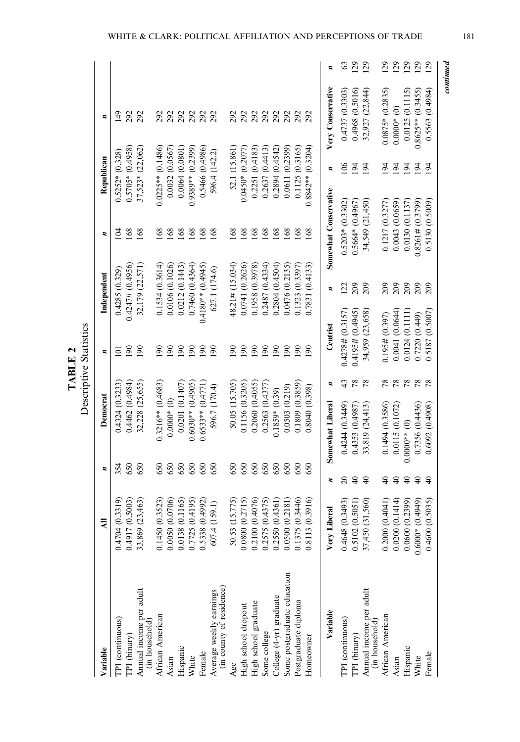**TABLE 2**
Descriptive Statistics

| Variable | All | n | Democrat | n | Independent | n | Republican | n |
|---|---|---|---|---|---|---|---|---|
| TPI (continuous) | 0.4704 (0.3319) | 354 | 0.4324 (0.3233) | 101 | 0.4285 (0.329) | 104 | 0.5252* (0.328) | 149 |
| TPI (binary) | 0.4917 (0.5003) | 650 | 0.4462 (0.4984) | 190 | 0.4247# (0.4956) | 168 | 0.5705* (0.4958) | 292 |
| Annual income per adult (in household) | 33,869 (23,463) | 650 | 32,228 (25,655) | 190 | 32,179 (22,571) | 168 | 37,523* (22,062) | 292 |
| African American | 0.1450 (0.3523) | 650 | 0.3216** (0.4683) | 190 | 0.1534 (0.3614) | 168 | 0.0225** (0.1486) | 292 |
| Asian | 0.0050 (0.0706) | 650 | 0.0000* (0) | 190 | 0.0106 (0.1026) | 168 | 0.0032 (0.0567) | 292 |
| Hispanic | 0.0138 (0.1165) | 650 | 0.0201 (0.1407) | 190 | 0.0212 (0.1443) | 168 | 0.0064 (0.0801) | 292 |
| White | 0.7725 (0.4195) | 650 | 0.6030** (0.4905) | 190 | 0.7460 (0.4364) | 168 | 0.9389** (0.2399) | 292 |
| Female | 0.5338 (0.4992) | 650 | 0.6533** (0.4771) | 190 | 0.4180** (0.4945) | 168 | 0.5466 (0.4986) | 292 |
| Average weekly earnings (in county of residence) | 607.4 (159.1) | 650 | 596.7 (170.4) | 190 | 627.1 (174.6) | 168 | 596.4 (142.2) | 292 |
| Age | 50.53 (15.775) | 650 | 50.05 (15.705) | 190 | 48.21# (15.034) | 168 | 52.1 (15.861) | 292 |
| High school dropout | 0.0800 (0.2715) | 650 | 0.1156 (0.3205) | 190 | 0.0741 (0.2626) | 168 | 0.0450* (0.2077) | 292 |
| High school graduate | 0.2100 (0.4076) | 650 | 0.2060 (0.4055) | 190 | 0.1958 (0.3978) | 168 | 0.2251 (0.4183) | 292 |
| Some college | 0.2575 (0.4375) | 650 | 0.2563 (0.4377) | 190 | 0.2487 (0.4334) | 168 | 0.2637 (0.4413) | 292 |
| College (4-yr) graduate | 0.2550 (0.4361) | 650 | 0.1859* (0.39) | 190 | 0.2804 (0.4504) | 168 | 0.2894 (0.4542) | 292 |
| Some postgraduate education | 0.0500 (0.218l) | 650 | 0.0503 (0.219) | 190 | 0.0476 (0.2135) | 168 | 0.0611 (0.2399) | 292 |
| Postgraduate diploma | 0.1375 (0.3446) | 650 | 0.1809 (0.3859) | 190 | 0.1323 (0.3397) | 168 | 0.1125 (0.3165) | 292 |
| Homeowner | 0.8113 (0.3916) | 650 | 0.8040 (0.398) | 190 | 0.7831 (0.4133) | 168 | 0.8842** (0.3204) | 292 |

| Variable | Very Liberal | n | Somewhat Liberal | n | Centrist | n | Somewhat Conservative | n | Very Conservative | n |
|---|---|---|---|---|---|---|---|---|---|---|
| TPI (continuous) | 0.4648 (0.3493) | 20 | 0.4244 (0.3449) | 43 | 0.4278# (0.3157) | 122 | 0.5203* (0.3302) | 106 | 0.4737 (0.3303) | 63 |
| TPI (binary) | 0.5102 (0.5051) | 40 | 0.4353 (0.4987) | 78 | 0.4195# (0.4945) | 209 | 0.5664* (0.4967) | 194 | 0.4968 (0.5016) | 129 |
| Annual income per adult (in household) | 37,450 (31,560) | 40 | 33,819 (24,413) | 78 | 34,959 (23,658) | 209 | 34,549 (21,450) | 194 | 32,927 (22,844) | 129 |
| African American | 0.2000 (0.4041) | 40 | 0.1494 (0.3586) | 78 | 0.195# (0.397) | 209 | 0.1217 (0.3277) | 194 | 0.0875* (0.2835) | 129 |
| Asian | 0.0200 (0.1414) | 40 | 0.0115 (0.1072) | 78 | 0.0041 (0.0644) | 209 | 0.0043 (0.0659) | 194 | 0.0000* (0) | 129 |
| Hispanic | 0.0600 (0.2399) | 40 | 0.0000** (0) | 78 | 0.0124 (0.1111) | 209 | 0.0130 (0.1137) | 194 | 0.0125 (0.1115) | 129 |
| White | 0.6000* (0.4949) | 40 | 0.7356 (0.4436) | 78 | 0.7220 (0.449) | 209 | 0.8261# (0.3799) | 194 | 0.8625** (0.3455) | 129 |
| Female | 0.4600 (0.5035) | 40 | 0.6092 (0.4908) | 78 | 0.5187 (0.5007) | 209 | 0.5130 (0.5009) | 194 | 0.5563 (0.4984) | 129 |

*continued*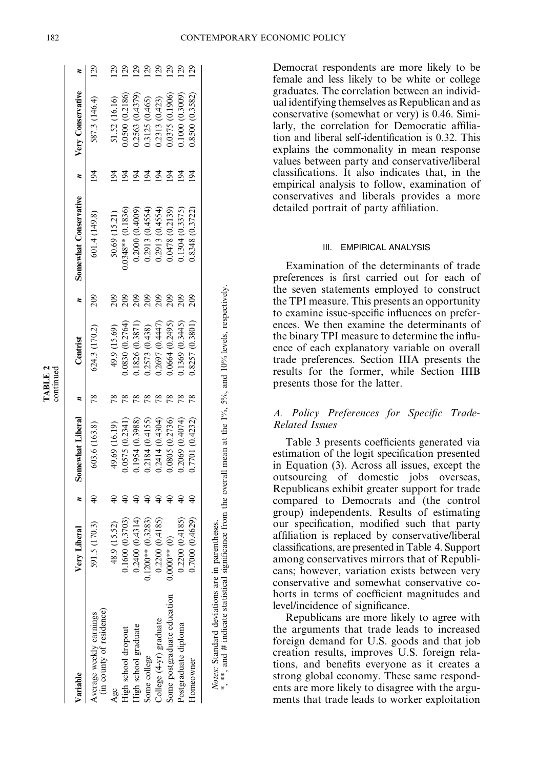**TABLE 2**
continued

| Variable | Very Liberal | n | Somewhat Liberal | n | Centrist | n | Somewhat Conservative | n | Very Conservative | n |
|---|---|---|---|---|---|---|---|---|---|---|
| Average weekly earnings (in county of residence) | 591.5 (170.3) | 40 | 603.6 (163.8) | 78 | 624.3 (170.2) | 209 | 601.4 (149.8) | 194 | 587.3 (146.4) | 129 |
| Age | 48.9 (15.52) | 40 | 49.69 (16.19) | 78 | 49.9 (15.69) | 209 | 50.69 (15.21) | 194 | 51.52 (16.16) | 129 |
| High school dropout | 0.1600 (0.3703) | 40 | 0.0575 (0.2341) | 78 | 0.0830 (0.2764) | 209 | 0.0348** (0.1836) | 194 | 0.0500 (0.2186) | 129 |
| High school graduate | 0.2400 (0.4314) | 40 | 0.1954 (0.3988) | 78 | 0.1826 (0.3871) | 209 | 0.2000 (0.4009) | 194 | 0.2563 (0.4379) | 129 |
| Some college | 0.1200** (0.3283) | 40 | 0.2184 (0.4155) | 78 | 0.2573 (0.438) | 209 | 0.2913 (0.4554) | 194 | 0.3125 (0.465) | 129 |
| College (4-yr) graduate | 0.2200 (0.4185) | 40 | 0.2414 (0.4304) | 78 | 0.2697 (0.4447) | 209 | 0.2913 (0.4554) | 194 | 0.2313 (0.423) | 129 |
| Some postgraduate education | 0.0000** (0) | 40 | 0.0805 (0.2736) | 78 | 0.0664 (0.2495) | 209 | 0.0478 (0.2139) | 194 | 0.0375 (0.1906) | 129 |
| Postgraduate diploma | 0.2200 (0.4185) | 40 | 0.2069 (0.4074) | 78 | 0.1369 (0.3445) | 209 | 0.1304 (0.3375) | 194 | 0.1000 (0.3009) | 129 |
| Homeowner | 0.7000 (0.4629) | 40 | 0.7701 (0.4232) | 78 | 0.8257 (0.3801) | 209 | 0.8348 (0.3722) | 194 | 0.8500 (0.3582) | 129 |

*Notes*: Standard deviations are in parentheses.
*, **, and # indicate statistical significance from the overall mean at the 1%, 5%, and 10% levels, respectively.

Democrat respondents are more likely to be female and less likely to be white or college graduates. The correlation between an individual identifying themselves as Republican and as conservative (somewhat or very) is 0.46. Similarly, the correlation for Democratic affiliation and liberal self-identification is 0.32. This explains the commonality in mean response values between party and conservative/liberal classifications. It also indicates that, in the empirical analysis to follow, examination of conservatives and liberals provides a more detailed portrait of party affiliation.

## III. EMPIRICAL ANALYSIS

Examination of the determinants of trade preferences is first carried out for each of the seven statements employed to construct the TPI measure. This presents an opportunity to examine issue-specific influences on preferences. We then examine the determinants of the binary TPI measure to determine the influence of each explanatory variable on overall trade preferences. Section IIIA presents the results for the former, while Section IIIB presents those for the latter.

### *A. Policy Preferences for Specific Trade-Related Issues*

Table 3 presents coefficients generated via estimation of the logit specification presented in Equation (3). Across all issues, except the outsourcing of domestic jobs overseas, Republicans exhibit greater support for trade compared to Democrats and (the control group) independents. Results of estimating our specification, modified such that party affiliation is replaced by conservative/liberal classifications, are presented in Table 4. Support among conservatives mirrors that of Republicans; however, variation exists between very conservative and somewhat conservative cohorts in terms of coefficient magnitudes and level/incidence of significance.

Republicans are more likely to agree with the arguments that trade leads to increased foreign demand for U.S. goods and that job creation results, improves U.S. foreign relations, and benefits everyone as it creates a strong global economy. These same respondents are more likely to disagree with the arguments that trade leads to worker exploitation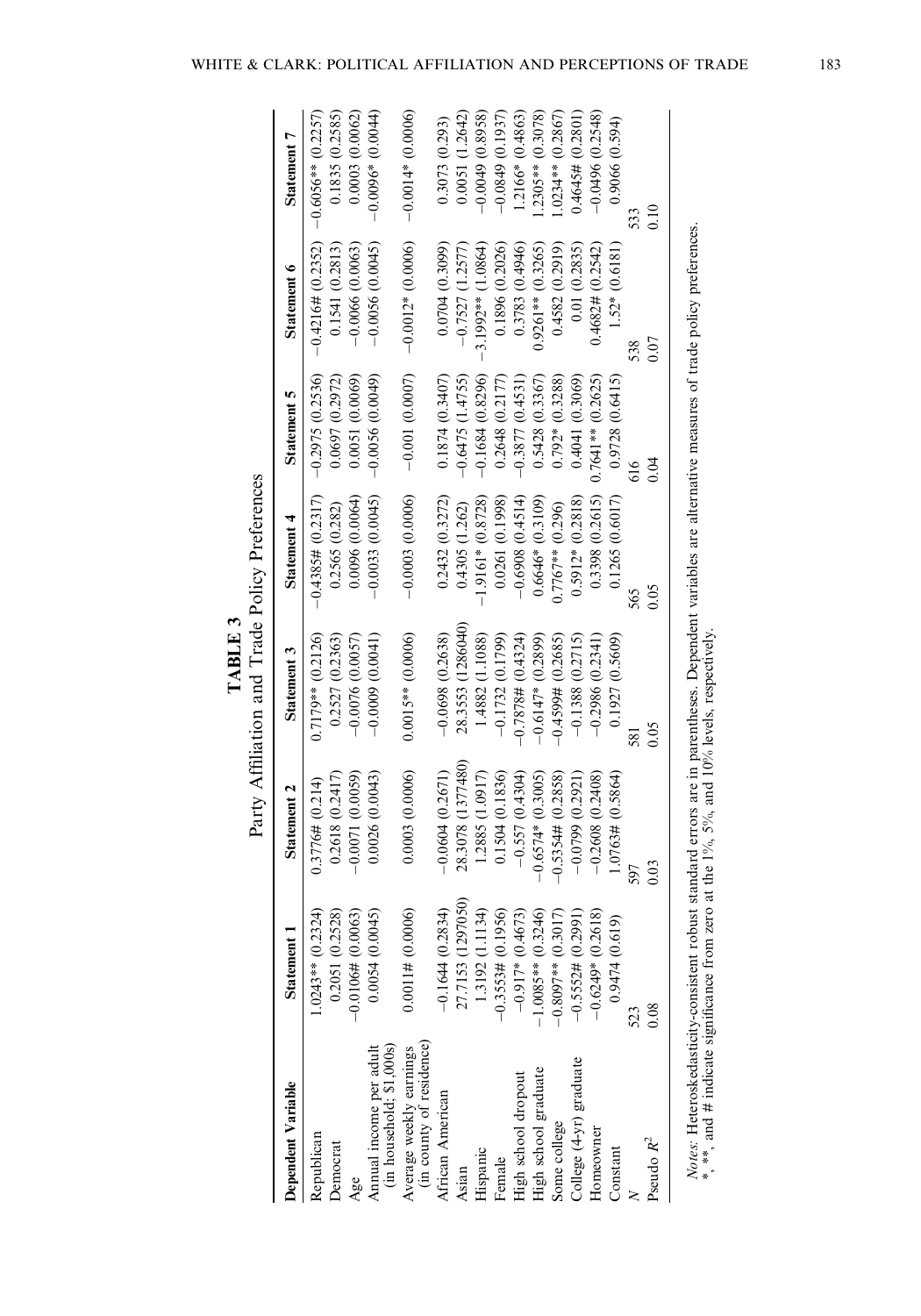**TABLE 3**

Party Affiliation and Trade Policy Preferences

| Dependent Variable | Statement 1 | Statement 2 | Statement 3 | Statement 4 | Statement 5 | Statement 6 | Statement 7 |
|---|---|---|---|---|---|---|---|
| Republican | 1.0243** (0.2324) | 0.3776# (0.214) | 0.7179** (0.2126) | −0.4385# (0.2317) | −0.2975 (0.2536) | −0.4216# (0.2352) | −0.6056** (0.2257) |
| Democrat | 0.2051 (0.2528) | 0.2618 (0.2417) | 0.2527 (0.2363) | 0.2565 (0.282) | 0.0697 (0.2972) | 0.1541 (0.2813) | 0.1835 (0.2585) |
| Age | −0.0106# (0.0063) | −0.0071 (0.0059) | −0.0076 (0.0057) | 0.0096 (0.0064) | 0.0051 (0.0069) | −0.0066 (0.0063) | 0.0003 (0.0062) |
| Annual income per adult (in household; $1,000s) | 0.0054 (0.0045) | 0.0026 (0.0043) | −0.0009 (0.0041) | −0.0033 (0.0045) | −0.0056 (0.0049) | −0.0056 (0.0045) | −0.0096* (0.0044) |
| Average weekly earnings (in county of residence) | 0.0011# (0.0006) | 0.0003 (0.0006) | 0.0015** (0.0006) | −0.0003 (0.0006) | −0.001 (0.0007) | −0.0012* (0.0006) | −0.0014* (0.0006) |
| African American | −0.1644 (0.2834) | −0.0604 (0.2671) | −0.0698 (0.2638) | 0.2432 (0.3272) | 0.1874 (0.3407) | 0.0704 (0.3099) | 0.3073 (0.293) |
| Asian | 27.7153 (1297050) | 28.3078 (1377480) | 28.3553 (1286040) | 0.4305 (1.262) | −0.6475 (1.4755) | −0.7527 (1.2577) | 0.0051 (1.2642) |
| Hispanic | 1.3192 (1.1134) | 1.2885 (1.0917) | 1.4882 (1.1088) | −1.9161* (0.8728) | −0.1684 (0.8296) | −3.1992** (1.0864) | −0.0049 (0.8958) |
| Female | −0.3553# (0.1956) | 0.1504 (0.1836) | −0.1732 (0.1799) | 0.0261 (0.1998) | 0.2648 (0.2177) | 0.1896 (0.2026) | −0.0849 (0.1937) |
| High school dropout | −0.917* (0.4673) | −0.557 (0.4304) | −0.7878# (0.4324) | −0.6908 (0.4514) | −0.3877 (0.4531) | 0.3783 (0.4946) | 1.2166* (0.4863) |
| High school graduate | −1.0085** (0.3246) | −0.6574* (0.3005) | −0.6147* (0.2899) | 0.6646* (0.3109) | 0.5428 (0.3367) | 0.9261** (0.3265) | 1.2305** (0.3078) |
| Some college | −0.8097** (0.3017) | −0.5354# (0.2858) | −0.4599# (0.2685) | 0.7767** (0.296) | 0.792* (0.3288) | 0.4582 (0.2919) | 1.0234** (0.2867) |
| College (4-yr) graduate | −0.5552# (0.2991) | −0.0799 (0.2921) | −0.1388 (0.2715) | 0.5912* (0.2818) | 0.4041 (0.3069) | 0.01 (0.2835) | 0.4645# (0.2801) |
| Homeowner | −0.6249* (0.2618) | −0.2608 (0.2408) | −0.2986 (0.2341) | 0.3398 (0.2615) | 0.7641** (0.2625) | 0.4682# (0.2542) | −0.0496 (0.2548) |
| Constant | 0.9474 (0.619) | 1.0763# (0.5864) | 0.1927 (0.5609) | 0.1265 (0.6017) | 0.9728 (0.6415) | 1.52* (0.6181) | 0.9066 (0.594) |
| $N$ | 523 | 597 | 581 | 565 | 616 | 538 | 533 |
| Pseudo $R^2$ | 0.08 | 0.03 | 0.05 | 0.05 | 0.04 | 0.07 | 0.10 |

*Notes*: Heteroskedasticity-consistent robust standard errors are in parentheses. Dependent variables are alternative measures of trade policy preferences.
*, **, and # indicate significance from zero at the 1%, 5%, and 10% levels, respectively.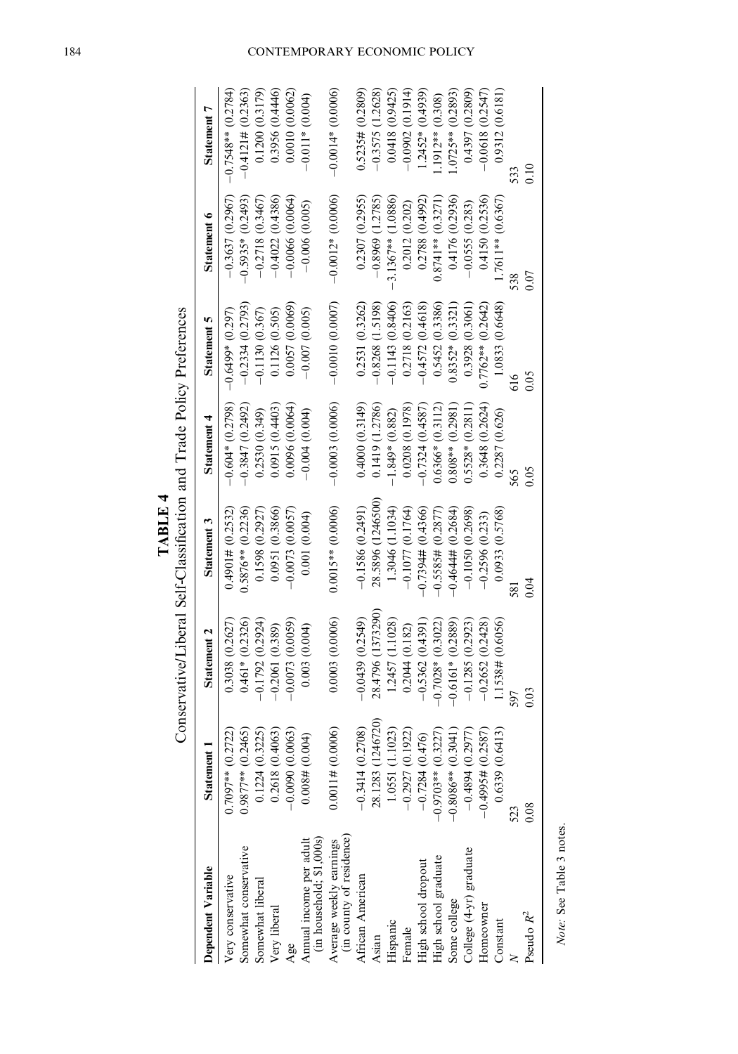**TABLE 4**

Conservative/Liberal Self-Classification and Trade Policy Preferences

| Dependent Variable | Statement 1 | Statement 2 | Statement 3 | Statement 4 | Statement 5 | Statement 6 | Statement 7 |
|---|---|---|---|---|---|---|---|
| Very conservative | 0.7097** (0.2722) | 0.3038 (0.2627) | 0.4901# (0.2532) | −0.604* (0.2798) | −0.6499* (0.297) | −0.3637 (0.2967) | −0.7548** (0.2784) |
| Somewhat conservative | 0.9877** (0.2465) | 0.461* (0.2326) | 0.5876** (0.2236) | −0.3847 (0.2492) | −0.2334 (0.2793) | −0.5935* (0.2493) | −0.4121# (0.2363) |
| Somewhat liberal | 0.1224 (0.3225) | −0.1792 (0.2924) | 0.1598 (0.2927) | 0.2530 (0.349) | −0.1130 (0.367) | −0.2718 (0.3467) | 0.1200 (0.3179) |
| Very liberal | 0.2618 (0.4063) | −0.2061 (0.389) | 0.0951 (0.3866) | 0.0915 (0.4403) | 0.1126 (0.505) | −0.4022 (0.4386) | 0.3956 (0.4446) |
| Age | −0.0090 (0.0063) | −0.0073 (0.0059) | −0.0073 (0.0057) | 0.0096 (0.0064) | 0.0057 (0.0069) | −0.0066 (0.0064) | 0.0010 (0.0062) |
| Annual income per adult (in household; $1,000s) | 0.008# (0.004) | 0.003 (0.004) | 0.001 (0.004) | −0.004 (0.004) | −0.007 (0.005) | −0.006 (0.005) | −0.011* (0.004) |
| Average weekly earnings (in county of residence) | 0.0011# (0.0006) | 0.0003 (0.0006) | 0.0015** (0.0006) | −0.0003 (0.0006) | −0.0010 (0.0007) | −0.0012* (0.0006) | −0.0014* (0.0006) |
| African American | −0.3414 (0.2708) | −0.0439 (0.2549) | −0.1586 (0.2491) | 0.4000 (0.3149) | 0.2531 (0.3262) | 0.2307 (0.2955) | 0.5235# (0.2809) |
| Asian | 28.1283 (1246720) | 28.4796 (1373290) | 28.5896 (1246500) | 0.1419 (1.2786) | −0.8268 (1.5198) | −0.8969 (1.2785) | −0.3575 (1.2628) |
| Hispanic | 1.0551 (1.1023) | 1.2457 (1.1028) | 1.3046 (1.1034) | −1.849* (0.882) | −0.1143 (0.8406) | −3.1367** (1.0886) | 0.0418 (0.9425) |
| Female | −0.2927 (0.1922) | 0.2044 (0.182) | −0.1077 (0.1764) | 0.0208 (0.1978) | 0.2718 (0.2163) | 0.2012 (0.202) | −0.0902 (0.1914) |
| High school dropout | −0.7284 (0.476) | −0.5362 (0.4391) | −0.7394# (0.4366) | −0.7324 (0.4587) | −0.4572 (0.4618) | 0.2788 (0.4992) | 1.2452* (0.4939) |
| High school graduate | −0.9703** (0.3227) | −0.7028* (0.3022) | −0.5585# (0.2877) | 0.6366* (0.3112) | 0.5452 (0.3386) | 0.8741** (0.3271) | 1.1912** (0.308) |
| Some college | −0.8086** (0.3041) | −0.6161* (0.2889) | −0.4644# (0.2684) | 0.808** (0.2981) | 0.8352* (0.3321) | 0.4176 (0.2936) | 1.0725** (0.2893) |
| College (4-yr) graduate | −0.4894 (0.2977) | −0.1285 (0.2923) | −0.1050 (0.2698) | 0.5528* (0.2811) | 0.3928 (0.3061) | −0.0555 (0.283) | 0.4397 (0.2809) |
| Homeowner | −0.4995# (0.2587) | −0.2652 (0.2428) | −0.2596 (0.233) | 0.3648 (0.2624) | 0.7762** (0.2642) | 0.4150 (0.2536) | −0.0618 (0.2547) |
| Constant | 0.6339 (0.6413) | 1.1538# (0.6056) | 0.0933 (0.5768) | 0.2287 (0.626) | 1.0833 (0.6648) | 1.7611** (0.6367) | 0.9312 (0.6181) |
| $N$ | 523 | 597 | 581 | 565 | 616 | 538 | 533 |
| Pseudo $R^2$ | 0.08 | 0.03 | 0.04 | 0.05 | 0.05 | 0.07 | 0.10 |

*Note*: See Table 3 notes.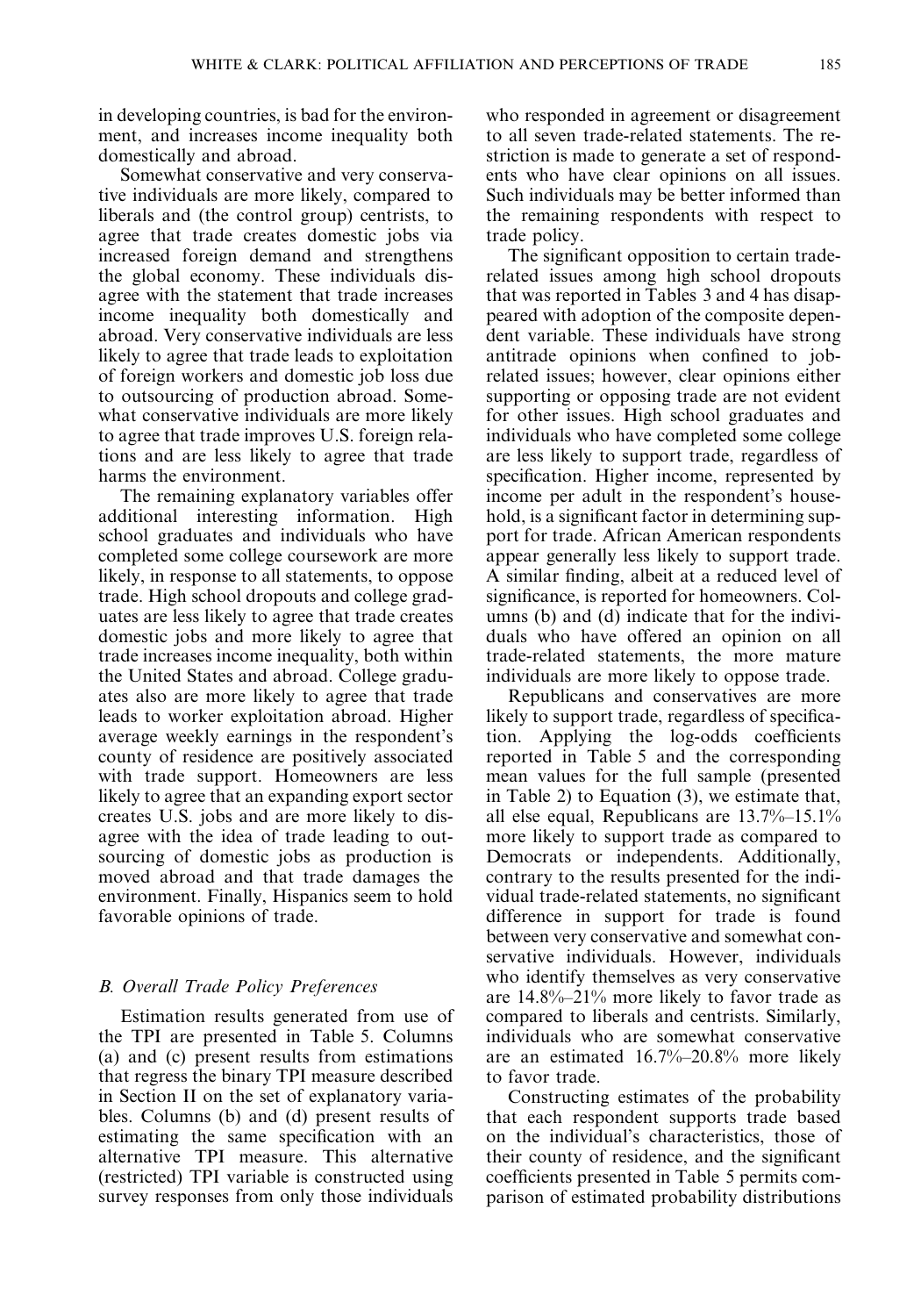in developing countries, is bad for the environment, and increases income inequality both domestically and abroad.

Somewhat conservative and very conservative individuals are more likely, compared to liberals and (the control group) centrists, to agree that trade creates domestic jobs via increased foreign demand and strengthens the global economy. These individuals disagree with the statement that trade increases income inequality both domestically and abroad. Very conservative individuals are less likely to agree that trade leads to exploitation of foreign workers and domestic job loss due to outsourcing of production abroad. Somewhat conservative individuals are more likely to agree that trade improves U.S. foreign relations and are less likely to agree that trade harms the environment.

The remaining explanatory variables offer additional interesting information. High school graduates and individuals who have completed some college coursework are more likely, in response to all statements, to oppose trade. High school dropouts and college graduates are less likely to agree that trade creates domestic jobs and more likely to agree that trade increases income inequality, both within the United States and abroad. College graduates also are more likely to agree that trade leads to worker exploitation abroad. Higher average weekly earnings in the respondent's county of residence are positively associated with trade support. Homeowners are less likely to agree that an expanding export sector creates U.S. jobs and are more likely to disagree with the idea of trade leading to outsourcing of domestic jobs as production is moved abroad and that trade damages the environment. Finally, Hispanics seem to hold favorable opinions of trade.

### *B. Overall Trade Policy Preferences*

Estimation results generated from use of the TPI are presented in Table 5. Columns (a) and (c) present results from estimations that regress the binary TPI measure described in Section II on the set of explanatory variables. Columns (b) and (d) present results of estimating the same specification with an alternative TPI measure. This alternative (restricted) TPI variable is constructed using survey responses from only those individuals who responded in agreement or disagreement to all seven trade-related statements. The restriction is made to generate a set of respondents who have clear opinions on all issues. Such individuals may be better informed than the remaining respondents with respect to trade policy.

The significant opposition to certain trade-related issues among high school dropouts that was reported in Tables 3 and 4 has disappeared with adoption of the composite dependent variable. These individuals have strong antitrade opinions when confined to job-related issues; however, clear opinions either supporting or opposing trade are not evident for other issues. High school graduates and individuals who have completed some college are less likely to support trade, regardless of specification. Higher income, represented by income per adult in the respondent's household, is a significant factor in determining support for trade. African American respondents appear generally less likely to support trade. A similar finding, albeit at a reduced level of significance, is reported for homeowners. Columns (b) and (d) indicate that for the individuals who have offered an opinion on all trade-related statements, the more mature individuals are more likely to oppose trade.

Republicans and conservatives are more likely to support trade, regardless of specification. Applying the log-odds coefficients reported in Table 5 and the corresponding mean values for the full sample (presented in Table 2) to Equation (3), we estimate that, all else equal, Republicans are 13.7%–15.1% more likely to support trade as compared to Democrats or independents. Additionally, contrary to the results presented for the individual trade-related statements, no significant difference in support for trade is found between very conservative and somewhat conservative individuals. However, individuals who identify themselves as very conservative are 14.8%–21% more likely to favor trade as compared to liberals and centrists. Similarly, individuals who are somewhat conservative are an estimated 16.7%–20.8% more likely to favor trade.

Constructing estimates of the probability that each respondent supports trade based on the individual's characteristics, those of their county of residence, and the significant coefficients presented in Table 5 permits comparison of estimated probability distributions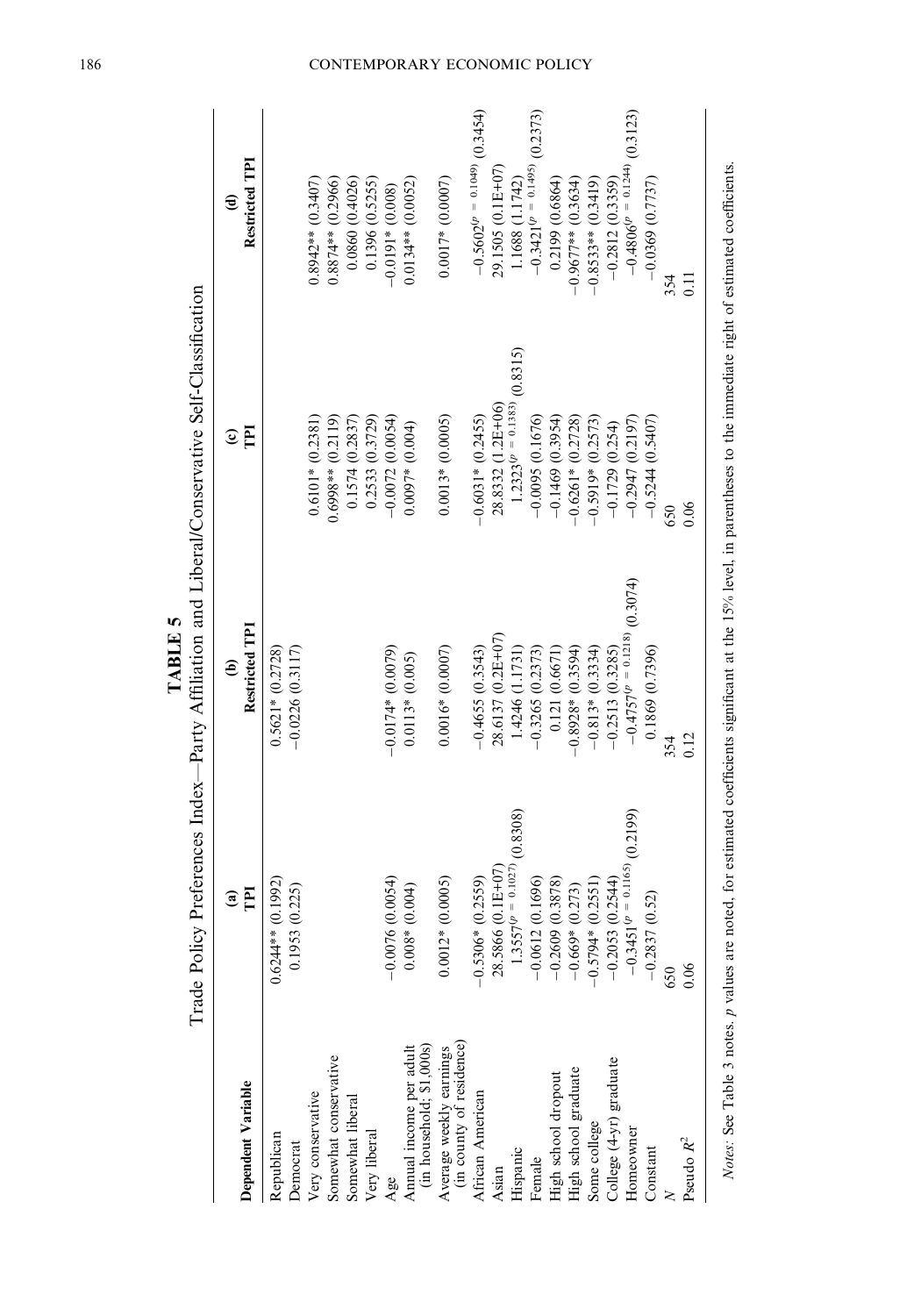**TABLE 5**

Trade Policy Preferences Index—Party Affiliation and Liberal/Conservative Self-Classification

| Dependent Variable | (a) TPI | (b) Restricted TPI | (c) TPI | (d) Restricted TPI |
|---|---|---|---|---|
| Republican | 0.6244** (0.1992) | 0.5621* (0.2728) | | |
| Democrat | 0.1953 (0.225) | −0.0226 (0.3117) | | |
| Very conservative | | | 0.6101* (0.2381) | 0.8942** (0.3407) |
| Somewhat conservative | | | 0.6998** (0.2119) | 0.8874** (0.2966) |
| Somewhat liberal | | | 0.1574 (0.2837) | 0.0860 (0.4026) |
| Very liberal | | | 0.2533 (0.3729) | 0.1396 (0.5255) |
| Age | −0.0076 (0.0054) | −0.0174* (0.0079) | −0.0072 (0.0054) | −0.0191* (0.008) |
| Annual income per adult (in household; \$1,000s) | 0.008* (0.004) | 0.0113* (0.005) | 0.0097* (0.004) | 0.0134** (0.0052) |
| Average weekly earnings (in county of residence) | 0.0012* (0.0005) | 0.0016* (0.0007) | 0.0013* (0.0005) | 0.0017* (0.0007) |
| African American | −0.5306* (0.2559) | −0.4655 (0.3543) | −0.6031* (0.2455) | $-0.5602^{(p = 0.1049)}$ (0.3454) |
| Asian | 28.5866 (0.1E+07) | 28.6137 (0.2E+07) | 28.8332 (1.2E+06) | 29.1505 (0.1E+07) |
| Hispanic | $1.3557^{(p = 0.1027)}$ (0.8308) | 1.4246 (1.1731) | $1.2323^{(p = 0.1383)}$ (0.8315) | 1.1688 (1.1742) |
| Female | −0.0612 (0.1696) | −0.3265 (0.2373) | −0.0095 (0.1676) | $-0.3421^{(p = 0.1495)}$ (0.2373) |
| High school dropout | −0.2609 (0.3878) | 0.121 (0.6671) | −0.1469 (0.3954) | 0.2199 (0.6864) |
| High school graduate | −0.669* (0.273) | −0.8928* (0.3594) | −0.6261* (0.2728) | −0.9677** (0.3634) |
| Some college | −0.5794* (0.2551) | −0.813* (0.3334) | −0.5919* (0.2573) | −0.8533** (0.3419) |
| College (4-yr) graduate | −0.2053 (0.2544) | −0.2513 (0.3285) | −0.1729 (0.254) | −0.2812 (0.3359) |
| Homeowner | $-0.3451^{(p = 0.1165)}$ (0.2199) | $-0.4757^{(p = 0.1218)}$ (0.3074) | −0.2947 (0.2197) | $-0.4806^{(p = 0.1244)}$ (0.3123) |
| Constant | −0.2837 (0.52) | 0.1869 (0.7396) | −0.5244 (0.5407) | −0.0369 (0.7737) |
| $N$ | 650 | 354 | 650 | 354 |
| Pseudo $R^2$ | 0.06 | 0.12 | 0.06 | 0.11 |

*Notes*: See Table 3 notes. $p$ values are noted, for estimated coefficients significant at the 15% level, in parentheses to the immediate right of estimated coefficients.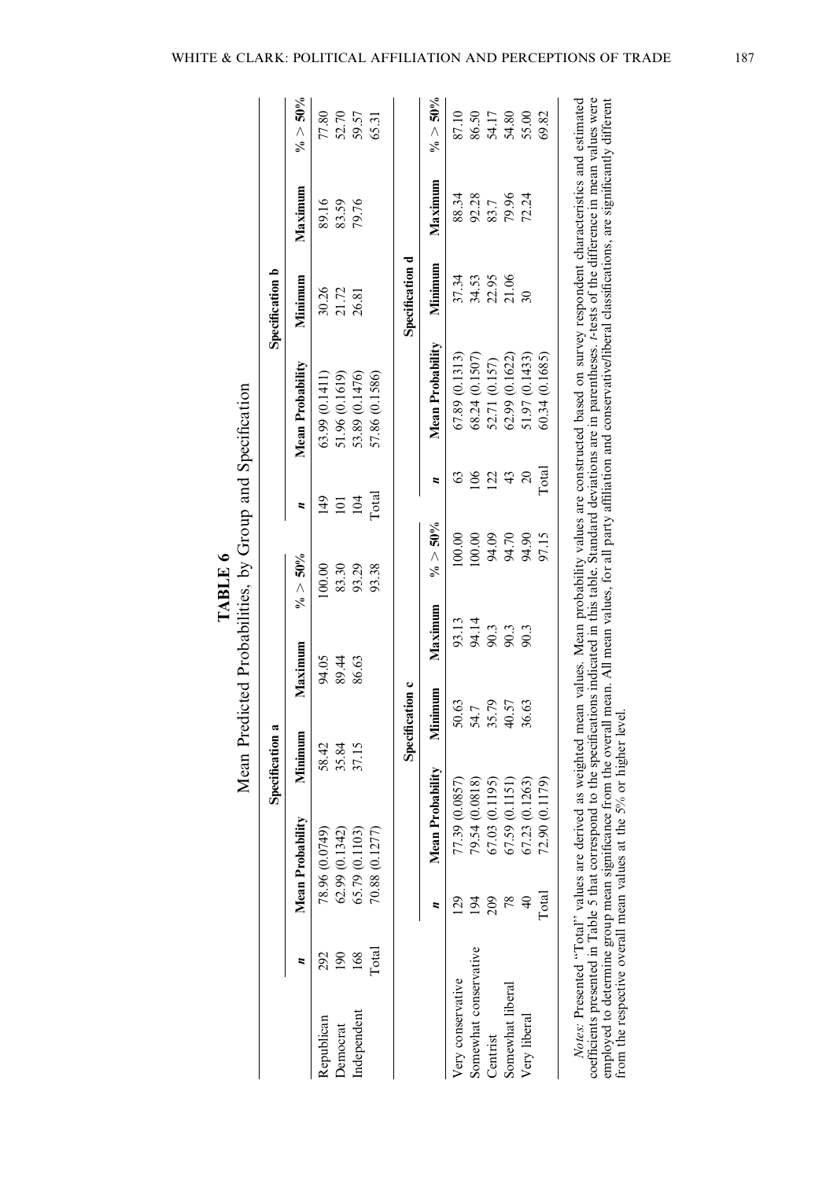**TABLE 6**

Mean Predicted Probabilities, by Group and Specification

| | Specification a | | | | | Specification b | | | | |
|---|---|---|---|---|---|---|---|---|---|---|
| | $n$ | Mean Probability | Minimum | Maximum | % > 50% | $n$ | Mean Probability | Minimum | Maximum | % > 50% |
| Republican | 292 | 78.96 (0.0749) | 58.42 | 94.05 | 100.00 | 149 | 63.99 (0.1411) | 30.26 | 89.16 | 77.80 |
| Democrat | 190 | 62.99 (0.1342) | 35.84 | 89.44 | 83.30 | 101 | 51.96 (0.1619) | 21.72 | 83.59 | 52.70 |
| Independent | 168 | 65.79 (0.1103) | 37.15 | 86.63 | 93.29 | 104 | 53.89 (0.1476) | 26.81 | 79.76 | 59.57 |
| | Total | 70.88 (0.1277) | | | 93.38 | Total | 57.86 (0.1586) | | | 65.31 |

| | Specification c | | | | | Specification d | | | | |
|---|---|---|---|---|---|---|---|---|---|---|
| | $n$ | Mean Probability | Minimum | Maximum | % > 50% | $n$ | Mean Probability | Minimum | Maximum | % > 50% |
| Very conservative | 129 | 77.39 (0.0857) | 50.63 | 93.13 | 100.00 | 63 | 67.89 (0.1313) | 37.34 | 88.34 | 87.10 |
| Somewhat conservative | 194 | 79.54 (0.0818) | 54.7 | 94.14 | 100.00 | 106 | 68.24 (0.1507) | 34.53 | 92.28 | 86.50 |
| Centrist | 209 | 67.03 (0.1195) | 35.79 | 90.3 | 94.09 | 122 | 52.71 (0.157) | 22.95 | 83.7 | 54.17 |
| Somewhat liberal | 78 | 67.59 (0.1151) | 40.57 | 90.3 | 94.70 | 43 | 62.99 (0.1622) | 21.06 | 79.96 | 54.80 |
| Very liberal | 40 | 67.23 (0.1263) | 36.63 | 90.3 | 94.90 | 20 | 51.97 (0.1433) | 30 | 72.24 | 55.00 |
| | Total | 72.90 (0.1179) | | | 97.15 | Total | 60.34 (0.1685) | | | 69.82 |

*Notes:* Presented "Total" values are derived as weighted mean values. Mean probability values are constructed based on survey respondent characteristics and estimated coefficients presented in Table 5 that correspond to the specifications indicated in this table. Standard deviations are in parentheses. $t$-tests of the difference in mean values were employed to determine group mean significance from the overall mean. All mean values, for all party affiliation and conservative/liberal classifications, are significantly different from the respective overall mean values at the 5% or higher level.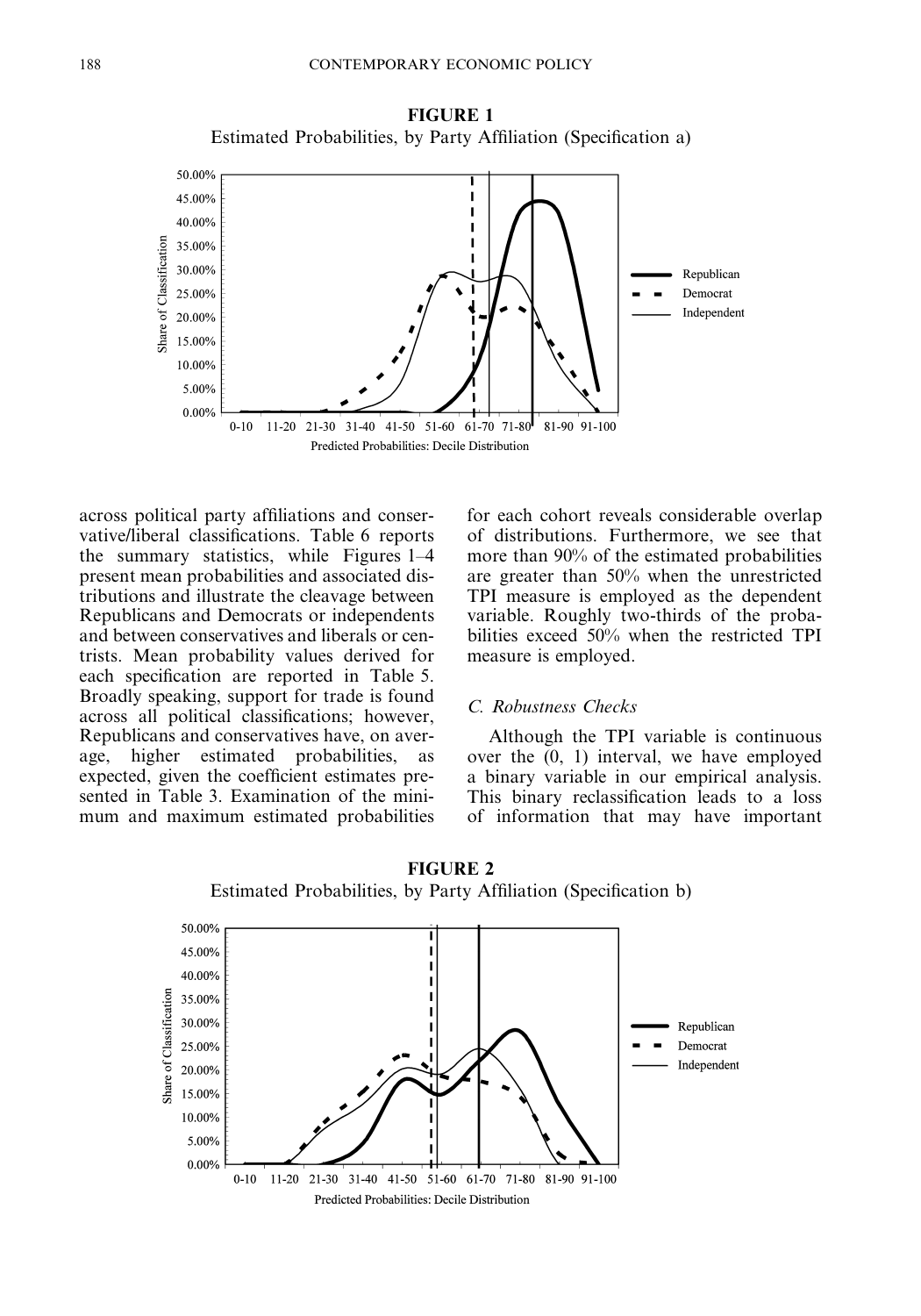**FIGURE 1**
Estimated Probabilities, by Party Affiliation (Specification a)

across political party affiliations and conservative/liberal classifications. Table 6 reports the summary statistics, while Figures 1–4 present mean probabilities and associated distributions and illustrate the cleavage between Republicans and Democrats or independents and between conservatives and liberals or centrists. Mean probability values derived for each specification are reported in Table 5. Broadly speaking, support for trade is found across all political classifications; however, Republicans and conservatives have, on average, higher estimated probabilities, as expected, given the coefficient estimates presented in Table 3. Examination of the minimum and maximum estimated probabilities for each cohort reveals considerable overlap of distributions. Furthermore, we see that more than 90% of the estimated probabilities are greater than 50% when the unrestricted TPI measure is employed as the dependent variable. Roughly two-thirds of the probabilities exceed 50% when the restricted TPI measure is employed.

### C. Robustness Checks

Although the TPI variable is continuous over the (0, 1) interval, we have employed a binary variable in our empirical analysis. This binary reclassification leads to a loss of information that may have important

**FIGURE 2**
Estimated Probabilities, by Party Affiliation (Specification b)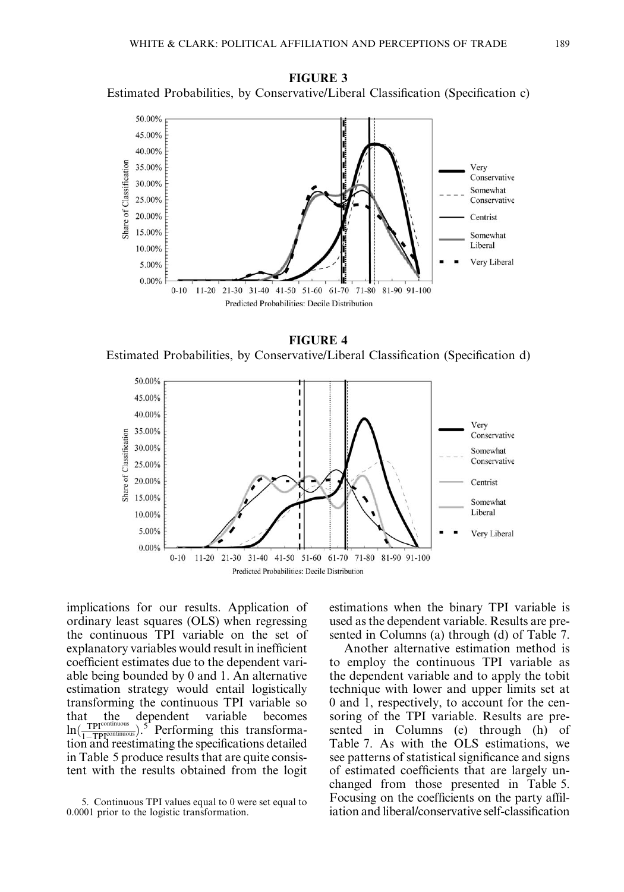**FIGURE 3**

Estimated Probabilities, by Conservative/Liberal Classification (Specification c)

**FIGURE 4**

Estimated Probabilities, by Conservative/Liberal Classification (Specification d)

implications for our results. Application of ordinary least squares (OLS) when regressing the continuous TPI variable on the set of explanatory variables would result in inefficient coefficient estimates due to the dependent variable being bounded by 0 and 1. An alternative estimation strategy would entail logistically transforming the continuous TPI variable so that the dependent variable becomes $\ln(\frac{TPI^{continuous}}{1-TPI^{continuous}})$.[5] Performing this transformation and reestimating the specifications detailed in Table 5 produce results that are quite consistent with the results obtained from the logit estimations when the binary TPI variable is used as the dependent variable. Results are presented in Columns (a) through (d) of Table 7.

Another alternative estimation method is to employ the continuous TPI variable as the dependent variable and to apply the tobit technique with lower and upper limits set at 0 and 1, respectively, to account for the censoring of the TPI variable. Results are presented in Columns (e) through (h) of Table 7. As with the OLS estimations, we see patterns of statistical significance and signs of estimated coefficients that are largely unchanged from those presented in Table 5. Focusing on the coefficients on the party affiliation and liberal/conservative self-classification

5. Continuous TPI values equal to 0 were set equal to 0.0001 prior to the logistic transformation.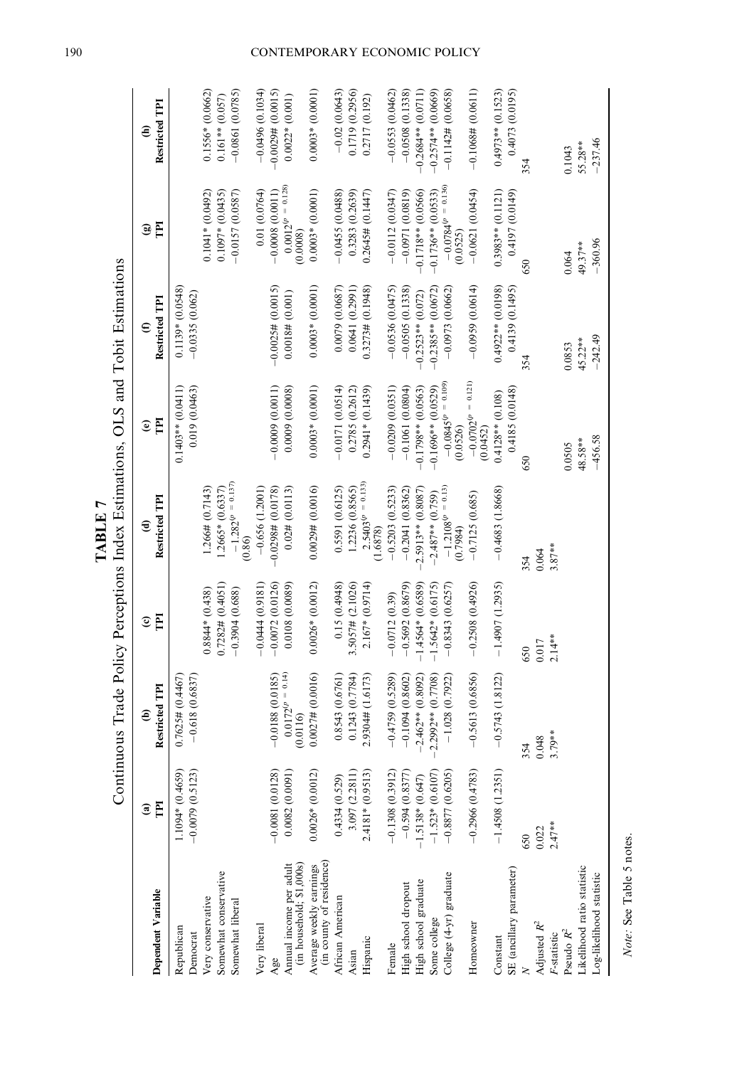**TABLE 7**
Continuous Trade Policy Perceptions Index Estimations, OLS and Tobit Estimations

| Dependent Variable | (a) TPI | (b) Restricted TPI | (c) TPI | (d) Restricted TPI | (e) TPI | (f) Restricted TPI | (g) TPI | (h) Restricted TPI |
|---|---|---|---|---|---|---|---|---|
| Republican | 1.1094* (0.4659) | 0.7625# (0.4467) | | | 0.1403** (0.0411) | 0.1139* (0.0548) | | |
| Democrat | −0.0079 (0.5123) | −0.618 (0.6837) | | | 0.019 (0.0463) | −0.0335 (0.062) | | |
| Very conservative | | | 0.8844* (0.438) | 1.266# (0.7143) | | | 0.1041* (0.0492) | 0.1556* (0.0662) |
| Somewhat conservative | | | 0.7282# (0.4051) | 1.2665* (0.6337) | | | 0.1097* (0.0435) | 0.161** (0.057) |
| Somewhat liberal | | | −0.3904 (0.688) | $-1.282^{(p\,=\,0.137)}$ (0.86) | | | −0.0157 (0.0587) | −0.0861 (0.0785) |
| Very liberal | | | −0.0444 (0.9181) | −0.656 (1.2001) | | | 0.01 (0.0764) | −0.0496 (0.1034) |
| Age | −0.0081 (0.0128) | −0.0188 (0.0185) | −0.0072 (0.0126) | −0.0298# (0.0178) | −0.0009 (0.0011) | −0.0025# (0.0015) | −0.0008 (0.0011) | −0.0029# (0.0015) |
| Annual income per adult (in household; $1,000s) | 0.0082 (0.0091) | $0.0172^{(p\,=\,0.14)}$ (0.0116) | 0.0108 (0.0089) | 0.02# (0.0113) | 0.0009 (0.0008) | 0.0018# (0.001) | $0.0012^{(p\,=\,0.128)}$ (0.0008) | 0.0022* (0.001) |
| Average weekly earnings (in county of residence) | 0.0026* (0.0012) | 0.0027# (0.0016) | 0.0026* (0.0012) | 0.0029# (0.0016) | 0.0003* (0.0001) | 0.0003* (0.0001) | 0.0003* (0.0001) | 0.0003* (0.0001) |
| African American | 0.4334 (0.529) | 0.8543 (0.6761) | 0.15 (0.4948) | 0.5591 (0.6125) | −0.0171 (0.0514) | 0.0079 (0.0687) | −0.0455 (0.0488) | −0.02 (0.0643) |
| Asian | 3.097 (2.2811) | 0.1243 (0.7784) | 3.5057# (2.1026) | 1.2236 (0.8565) | 0.2785 (0.2612) | 0.0641 (0.2991) | 0.3283 (0.2639) | 0.1719 (0.2956) |
| Hispanic | 2.4181* (0.9513) | 2.9304# (1.6173) | 2.167* (0.9714) | $2.5403^{(p\,=\,0.133)}$ (1.6878) | 0.2941* (0.1439) | 0.3273# (0.1948) | 0.2645# (0.1447) | 0.2717 (0.192) |
| Female | −0.1308 (0.3912) | −0.4759 (0.5289) | −0.0712 (0.39) | −0.5203 (0.5233) | −0.0209 (0.0351) | −0.0536 (0.0475) | −0.0112 (0.0347) | −0.0553 (0.0462) |
| High school dropout | −0.594 (0.8377) | −0.1094 (0.8602) | −0.5692 (0.8679) | −0.2041 (0.8362) | −0.1061 (0.0804) | −0.0505 (0.1338) | −0.0971 (0.0819) | −0.0508 (0.1338) |
| High school graduate | −1.5138* (0.647) | −2.462** (0.8092) | −1.4564* (0.6589) | −2.5913** (0.8087) | −0.1798** (0.0563) | −0.2523** (0.072) | −0.1718** (0.0566) | −0.2684** (0.0711) |
| Some college | −1.523* (0.6107) | −2.2992** (0.7708) | −1.5642* (0.6175) | −2.487** (0.759) | −0.1696** (0.0529) | −0.2385** (0.0672) | −0.1736** (0.0533) | −0.2574** (0.0669) |
| College (4-yr) graduate | −0.8877 (0.6205) | −1.028 (0.7922) | −0.8343 (0.6257) | $-1.2108^{(p\,=\,0.13)}$ (0.7984) | $-0.0845^{(p\,=\,0.109)}$ (0.0526) | −0.0973 (0.0662) | $-0.0784^{(p\,=\,0.136)}$ (0.0525) | −0.1142# (0.0658) |
| Homeowner | −0.2966 (0.4783) | −0.5613 (0.6856) | −0.2508 (0.4926) | −0.7125 (0.685) | $-0.0702^{(p\,=\,0.121)}$ (0.0452) | −0.0959 (0.0614) | −0.0621 (0.0454) | −0.1068# (0.0611) |
| Constant | −1.4508 (1.2351) | −0.5743 (1.8122) | −1.4907 (1.2935) | −0.4683 (1.8668) | 0.4128** (0.108) | 0.4922** (0.0198) | 0.3983** (0.1121) | 0.4973** (0.1523) |
| SE (ancillary parameter) | | | | | 0.4185 (0.0148) | 0.4139 (0.1495) | 0.4197 (0.0149) | 0.4073 (0.0195) |
| $N$ | 650 | 354 | 650 | 354 | 650 | 354 | 650 | 354 |
| Adjusted $R^2$ | 0.022 | 0.048 | 0.017 | 0.064 | | | | |
| $F$-statistic | 2.47** | 3.79** | 2.14** | 3.87** | | | | |
| Pseudo $R^2$ | | | | | 0.0505 | 0.0853 | 0.064 | 0.1043 |
| Likelihood ratio statistic | | | | | 48.58** | 45.22** | 49.37** | 55.28** |
| Log-likelihood statistic | | | | | −456.58 | −242.49 | −360.96 | −237.46 |

*Note:* See Table 5 notes.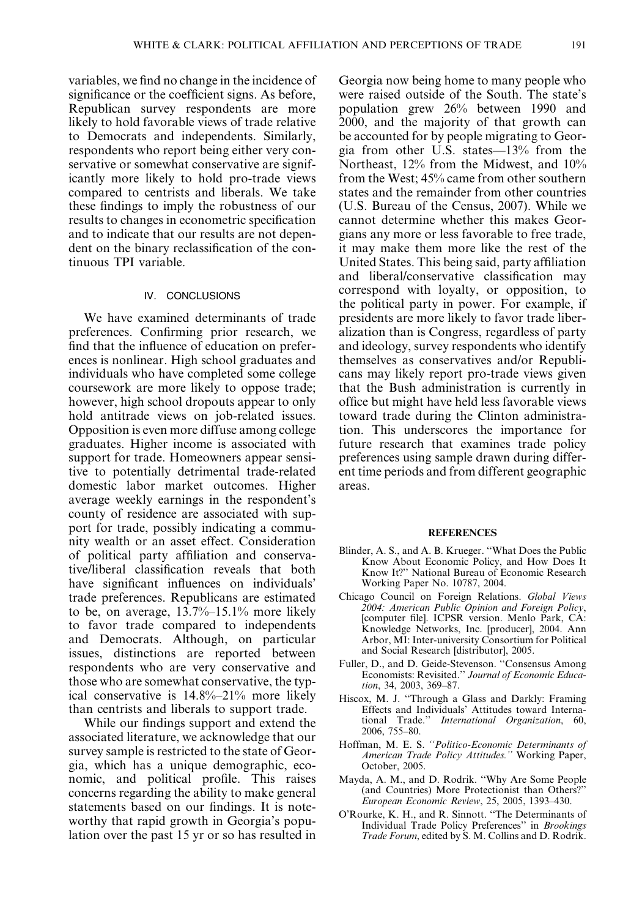variables, we find no change in the incidence of significance or the coefficient signs. As before, Republican survey respondents are more likely to hold favorable views of trade relative to Democrats and independents. Similarly, respondents who report being either very conservative or somewhat conservative are significantly more likely to hold pro-trade views compared to centrists and liberals. We take these findings to imply the robustness of our results to changes in econometric specification and to indicate that our results are not dependent on the binary reclassification of the continuous TPI variable.

## IV. CONCLUSIONS

We have examined determinants of trade preferences. Confirming prior research, we find that the influence of education on preferences is nonlinear. High school graduates and individuals who have completed some college coursework are more likely to oppose trade; however, high school dropouts appear to only hold antitrade views on job-related issues. Opposition is even more diffuse among college graduates. Higher income is associated with support for trade. Homeowners appear sensitive to potentially detrimental trade-related domestic labor market outcomes. Higher average weekly earnings in the respondent's county of residence are associated with support for trade, possibly indicating a community wealth or an asset effect. Consideration of political party affiliation and conservative/liberal classification reveals that both have significant influences on individuals' trade preferences. Republicans are estimated to be, on average, 13.7%–15.1% more likely to favor trade compared to independents and Democrats. Although, on particular issues, distinctions are reported between respondents who are very conservative and those who are somewhat conservative, the typical conservative is 14.8%–21% more likely than centrists and liberals to support trade.

While our findings support and extend the associated literature, we acknowledge that our survey sample is restricted to the state of Georgia, which has a unique demographic, economic, and political profile. This raises concerns regarding the ability to make general statements based on our findings. It is noteworthy that rapid growth in Georgia's population over the past 15 yr or so has resulted in Georgia now being home to many people who were raised outside of the South. The state's population grew 26% between 1990 and 2000, and the majority of that growth can be accounted for by people migrating to Georgia from other U.S. states—13% from the Northeast, 12% from the Midwest, and 10% from the West; 45% came from other southern states and the remainder from other countries (U.S. Bureau of the Census, 2007). While we cannot determine whether this makes Georgians any more or less favorable to free trade, it may make them more like the rest of the United States. This being said, party affiliation and liberal/conservative classification may correspond with loyalty, or opposition, to the political party in power. For example, if presidents are more likely to favor trade liberalization than is Congress, regardless of party and ideology, survey respondents who identify themselves as conservatives and/or Republicans may likely report pro-trade views given that the Bush administration is currently in office but might have held less favorable views toward trade during the Clinton administration. This underscores the importance for future research that examines trade policy preferences using sample drawn during different time periods and from different geographic areas.

## REFERENCES

Blinder, A. S., and A. B. Krueger. "What Does the Public Know About Economic Policy, and How Does It Know It?" National Bureau of Economic Research Working Paper No. 10787, 2004.

Chicago Council on Foreign Relations. *Global Views 2004: American Public Opinion and Foreign Policy*, [computer file]. ICPSR version. Menlo Park, CA: Knowledge Networks, Inc. [producer], 2004. Ann Arbor, MI: Inter-university Consortium for Political and Social Research [distributor], 2005.

Fuller, D., and D. Geide-Stevenson. "Consensus Among Economists: Revisited." *Journal of Economic Education*, 34, 2003, 369–87.

Hiscox, M. J. "Through a Glass and Darkly: Framing Effects and Individuals' Attitudes toward International Trade." *International Organization*, 60, 2006, 755–80.

Hoffman, M. E. S. *"Politico-Economic Determinants of American Trade Policy Attitudes."* Working Paper, October, 2005.

Mayda, A. M., and D. Rodrik. "Why Are Some People (and Countries) More Protectionist than Others?" *European Economic Review*, 25, 2005, 1393–430.

O'Rourke, K. H., and R. Sinnott. "The Determinants of Individual Trade Policy Preferences" in *Brookings Trade Forum*, edited by S. M. Collins and D. Rodrik.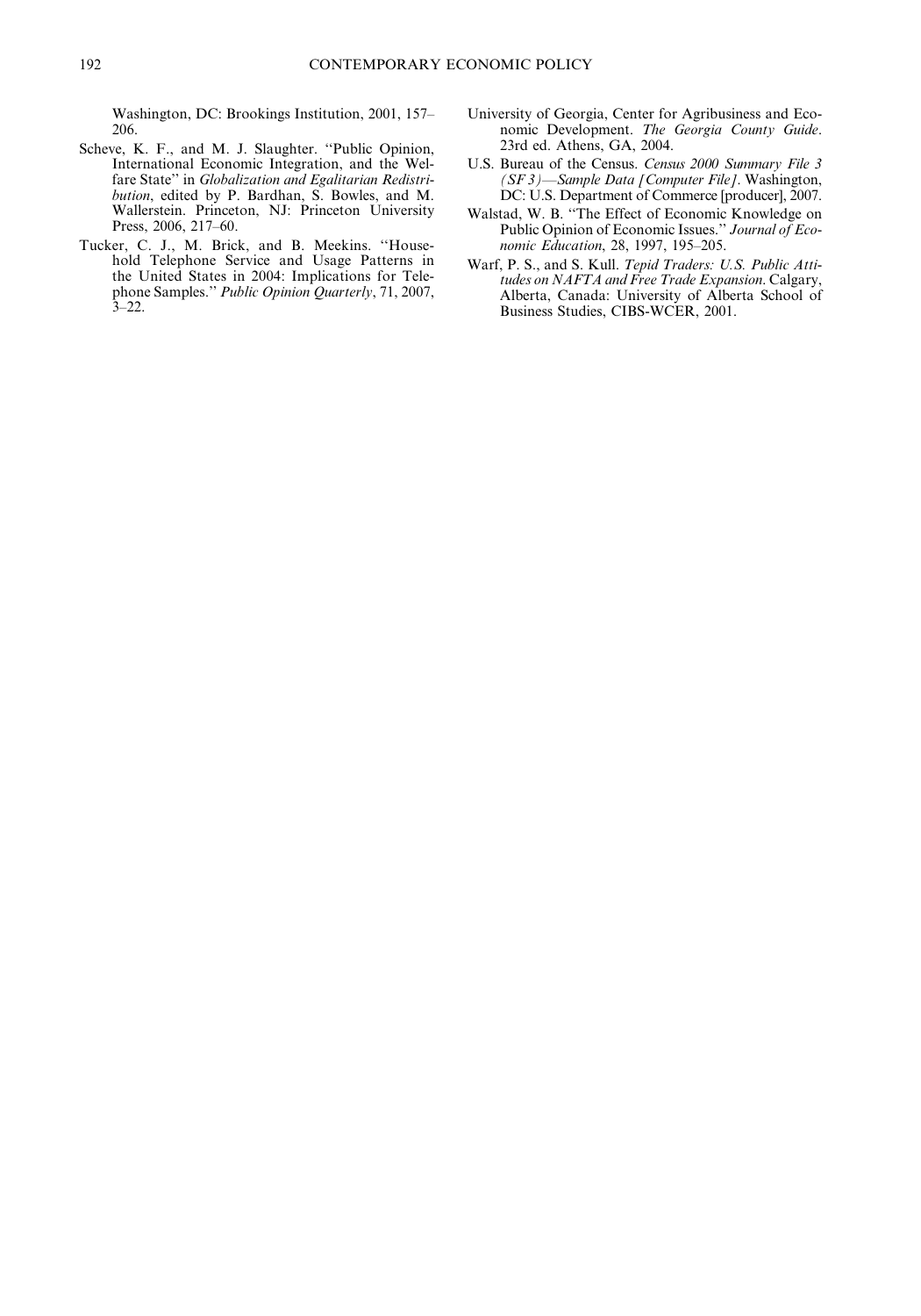Washington, DC: Brookings Institution, 2001, 157–206.

Scheve, K. F., and M. J. Slaughter. "Public Opinion, International Economic Integration, and the Welfare State" in *Globalization and Egalitarian Redistribution*, edited by P. Bardhan, S. Bowles, and M. Wallerstein. Princeton, NJ: Princeton University Press, 2006, 217–60.

Tucker, C. J., M. Brick, and B. Meekins. "Household Telephone Service and Usage Patterns in the United States in 2004: Implications for Telephone Samples." *Public Opinion Quarterly*, 71, 2007, 3–22.

University of Georgia, Center for Agribusiness and Economic Development. *The Georgia County Guide*. 23rd ed. Athens, GA, 2004.

U.S. Bureau of the Census. *Census 2000 Summary File 3 (SF 3)—Sample Data [Computer File]*. Washington, DC: U.S. Department of Commerce [producer], 2007.

Walstad, W. B. "The Effect of Economic Knowledge on Public Opinion of Economic Issues." *Journal of Economic Education*, 28, 1997, 195–205.

Warf, P. S., and S. Kull. *Tepid Traders: U.S. Public Attitudes on NAFTA and Free Trade Expansion*. Calgary, Alberta, Canada: University of Alberta School of Business Studies, CIBS-WCER, 2001.